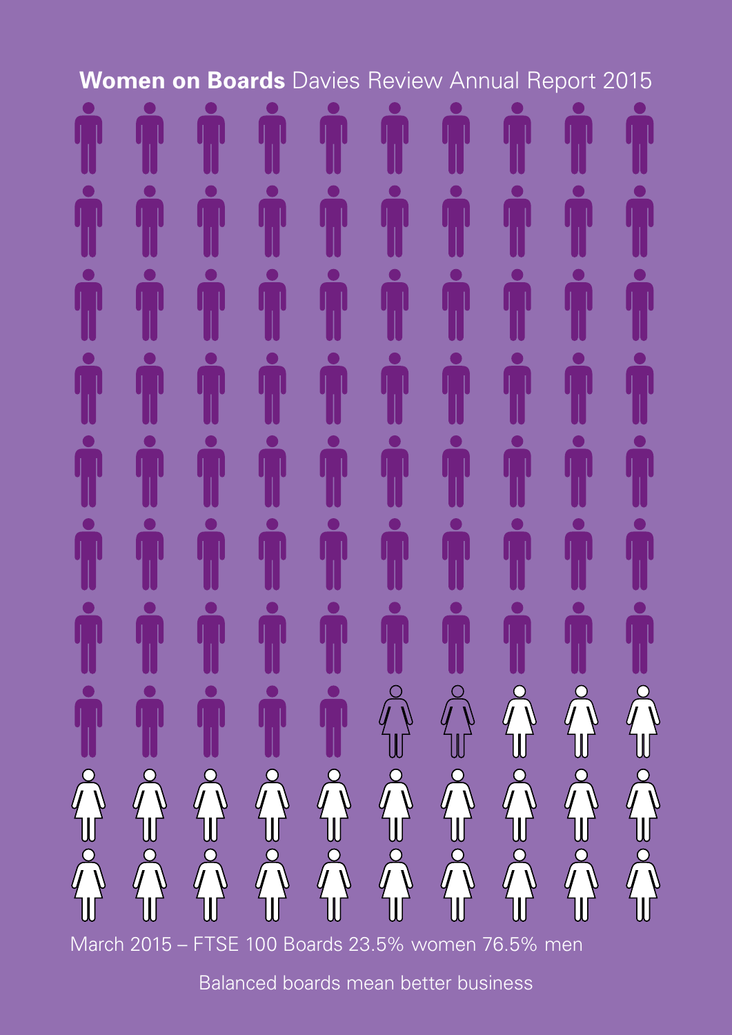# **Women on Boards** Davies Review Annual Report 2015

March 2015 – FTSE 100 Boards 23.5% women 76.5% men

Balanced boards mean better business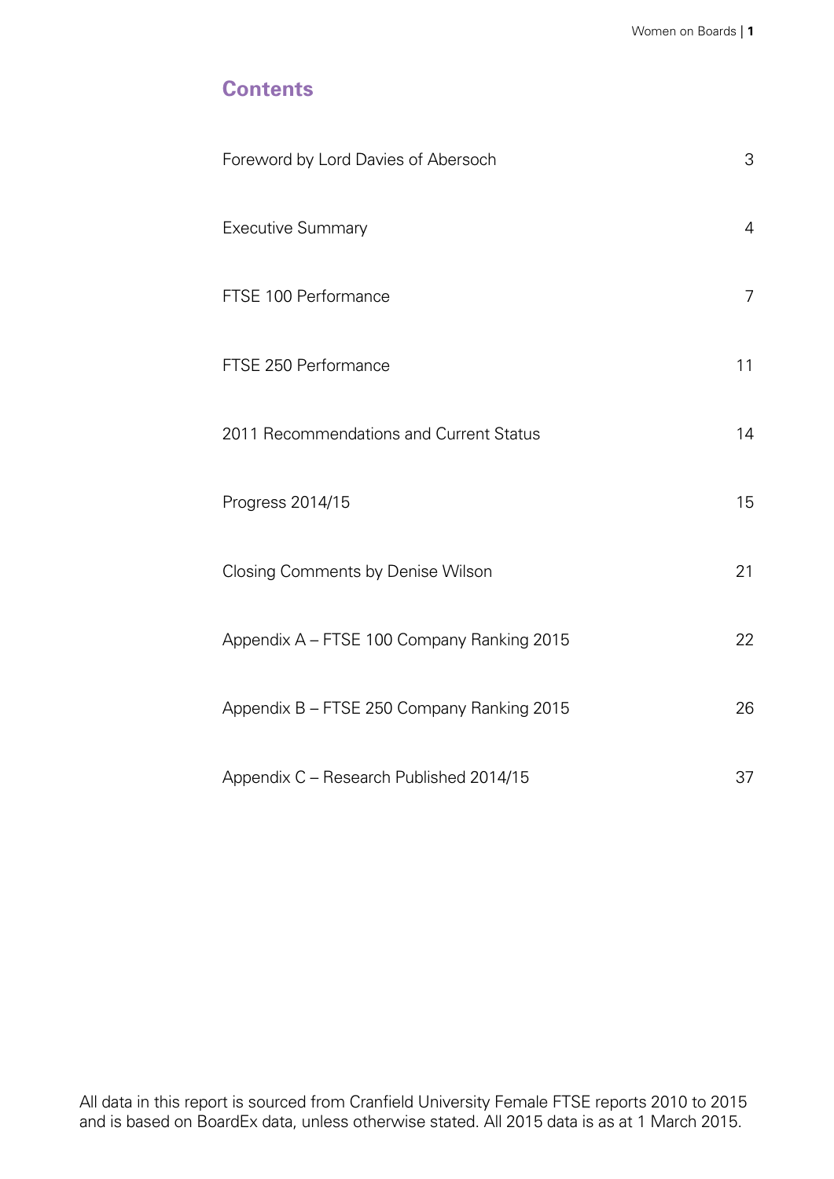## Contents

| | |
|---|---|
| Foreword by Lord Davies of Abersoch | 3 |
| Executive Summary | 4 |
| FTSE 100 Performance | 7 |
| FTSE 250 Performance | 11 |
| 2011 Recommendations and Current Status | 14 |
| Progress 2014/15 | 15 |
| Closing Comments by Denise Wilson | 21 |
| Appendix A – FTSE 100 Company Ranking 2015 | 22 |
| Appendix B – FTSE 250 Company Ranking 2015 | 26 |
| Appendix C – Research Published 2014/15 | 37 |

All data in this report is sourced from Cranfield University Female FTSE reports 2010 to 2015 and is based on BoardEx data, unless otherwise stated. All 2015 data is as at 1 March 2015.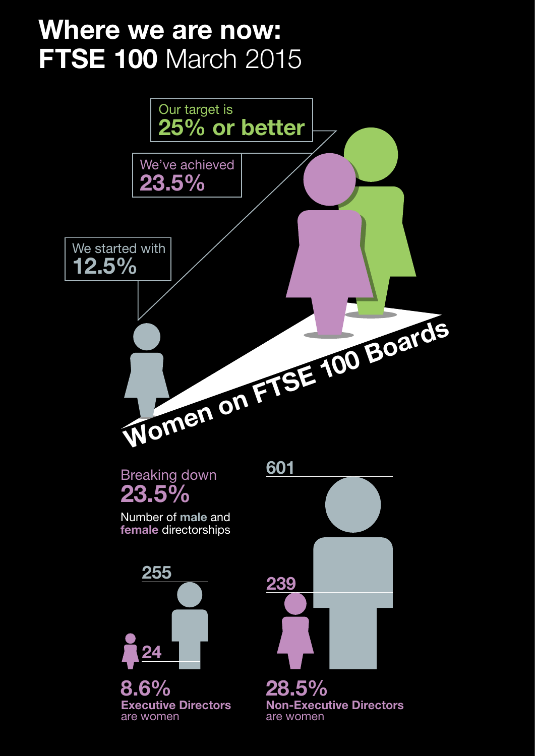# Where we are now: FTSE 100 March 2015

Our target is **25% or better**

We've achieved **23.5%**

We started with **12.5%**

**Women on FTSE 100 Boards**

Breaking down **23.5%**

Number of **male** and **female** directorships

255

24

**8.6%**
**Executive Directors** are women

601

239

**28.5%**
**Non-Executive Directors** are women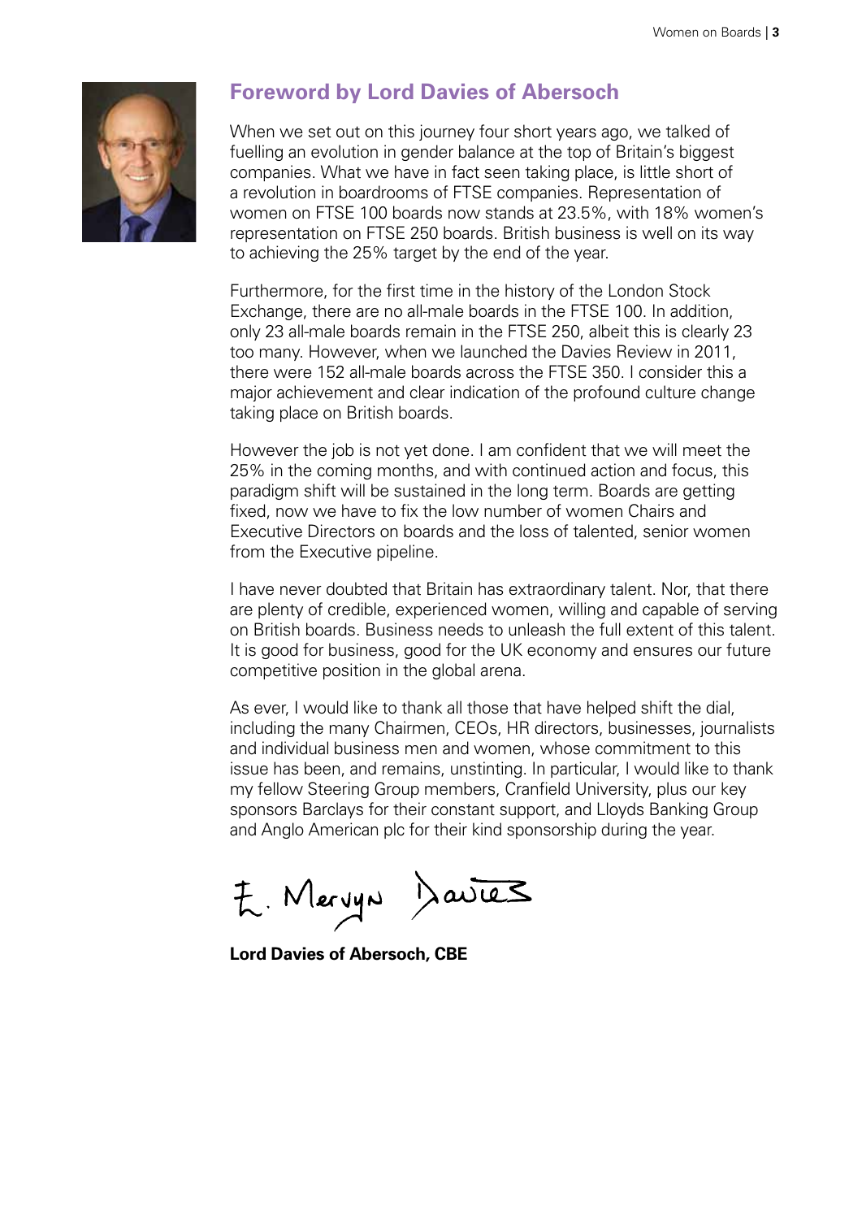## Foreword by Lord Davies of Abersoch

When we set out on this journey four short years ago, we talked of fuelling an evolution in gender balance at the top of Britain's biggest companies. What we have in fact seen taking place, is little short of a revolution in boardrooms of FTSE companies. Representation of women on FTSE 100 boards now stands at 23.5%, with 18% women's representation on FTSE 250 boards. British business is well on its way to achieving the 25% target by the end of the year.

Furthermore, for the first time in the history of the London Stock Exchange, there are no all-male boards in the FTSE 100. In addition, only 23 all-male boards remain in the FTSE 250, albeit this is clearly 23 too many. However, when we launched the Davies Review in 2011, there were 152 all-male boards across the FTSE 350. I consider this a major achievement and clear indication of the profound culture change taking place on British boards.

However the job is not yet done. I am confident that we will meet the 25% in the coming months, and with continued action and focus, this paradigm shift will be sustained in the long term. Boards are getting fixed, now we have to fix the low number of women Chairs and Executive Directors on boards and the loss of talented, senior women from the Executive pipeline.

I have never doubted that Britain has extraordinary talent. Nor, that there are plenty of credible, experienced women, willing and capable of serving on British boards. Business needs to unleash the full extent of this talent. It is good for business, good for the UK economy and ensures our future competitive position in the global arena.

As ever, I would like to thank all those that have helped shift the dial, including the many Chairmen, CEOs, HR directors, businesses, journalists and individual business men and women, whose commitment to this issue has been, and remains, unstinting. In particular, I would like to thank my fellow Steering Group members, Cranfield University, plus our key sponsors Barclays for their constant support, and Lloyds Banking Group and Anglo American plc for their kind sponsorship during the year.

E. Mervyn Davies

**Lord Davies of Abersoch, CBE**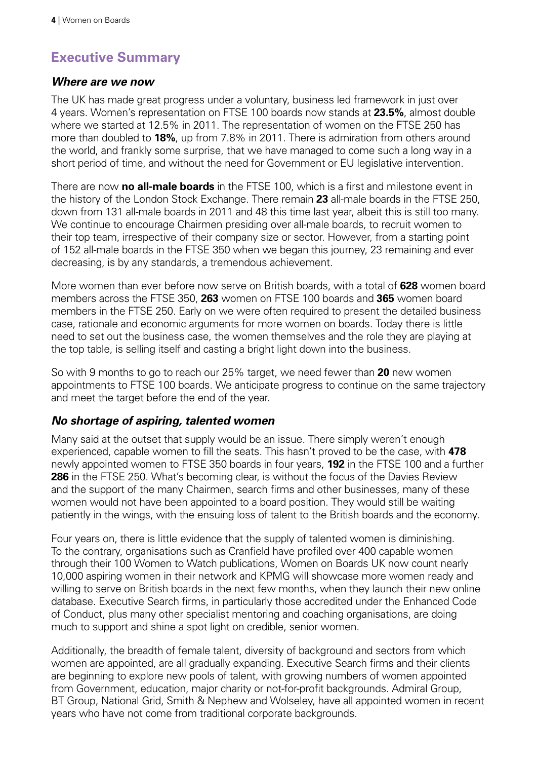## Executive Summary

### *Where are we now*

The UK has made great progress under a voluntary, business led framework in just over 4 years. Women's representation on FTSE 100 boards now stands at **23.5%**, almost double where we started at 12.5% in 2011. The representation of women on the FTSE 250 has more than doubled to **18%**, up from 7.8% in 2011. There is admiration from others around the world, and frankly some surprise, that we have managed to come such a long way in a short period of time, and without the need for Government or EU legislative intervention.

There are now **no all-male boards** in the FTSE 100, which is a first and milestone event in the history of the London Stock Exchange. There remain **23** all-male boards in the FTSE 250, down from 131 all-male boards in 2011 and 48 this time last year, albeit this is still too many. We continue to encourage Chairmen presiding over all-male boards, to recruit women to their top team, irrespective of their company size or sector. However, from a starting point of 152 all-male boards in the FTSE 350 when we began this journey, 23 remaining and ever decreasing, is by any standards, a tremendous achievement.

More women than ever before now serve on British boards, with a total of **628** women board members across the FTSE 350, **263** women on FTSE 100 boards and **365** women board members in the FTSE 250. Early on we were often required to present the detailed business case, rationale and economic arguments for more women on boards. Today there is little need to set out the business case, the women themselves and the role they are playing at the top table, is selling itself and casting a bright light down into the business.

So with 9 months to go to reach our 25% target, we need fewer than **20** new women appointments to FTSE 100 boards. We anticipate progress to continue on the same trajectory and meet the target before the end of the year.

### *No shortage of aspiring, talented women*

Many said at the outset that supply would be an issue. There simply weren't enough experienced, capable women to fill the seats. This hasn't proved to be the case, with **478** newly appointed women to FTSE 350 boards in four years, **192** in the FTSE 100 and a further **286** in the FTSE 250. What's becoming clear, is without the focus of the Davies Review and the support of the many Chairmen, search firms and other businesses, many of these women would not have been appointed to a board position. They would still be waiting patiently in the wings, with the ensuing loss of talent to the British boards and the economy.

Four years on, there is little evidence that the supply of talented women is diminishing. To the contrary, organisations such as Cranfield have profiled over 400 capable women through their 100 Women to Watch publications, Women on Boards UK now count nearly 10,000 aspiring women in their network and KPMG will showcase more women ready and willing to serve on British boards in the next few months, when they launch their new online database. Executive Search firms, in particularly those accredited under the Enhanced Code of Conduct, plus many other specialist mentoring and coaching organisations, are doing much to support and shine a spot light on credible, senior women.

Additionally, the breadth of female talent, diversity of background and sectors from which women are appointed, are all gradually expanding. Executive Search firms and their clients are beginning to explore new pools of talent, with growing numbers of women appointed from Government, education, major charity or not-for-profit backgrounds. Admiral Group, BT Group, National Grid, Smith & Nephew and Wolseley, have all appointed women in recent years who have not come from traditional corporate backgrounds.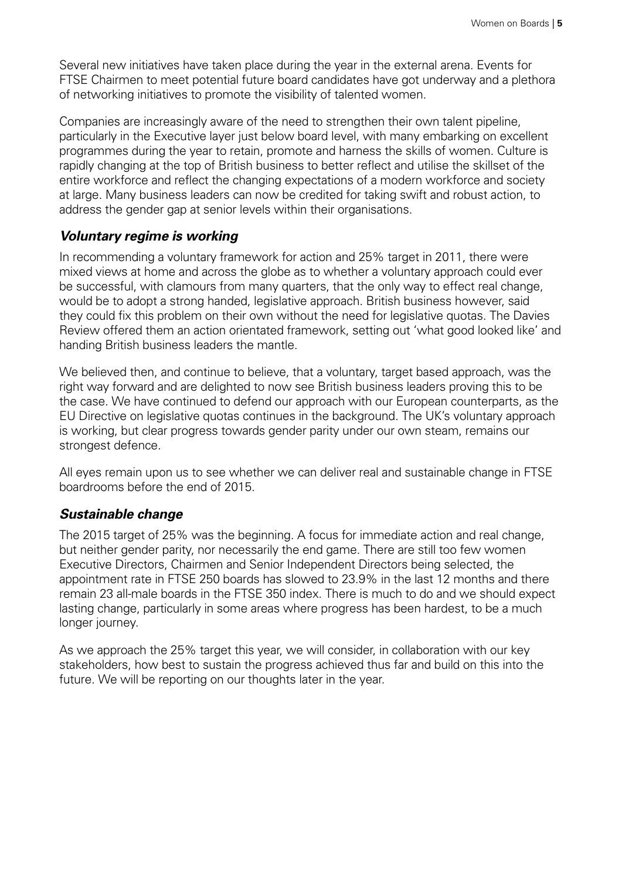Several new initiatives have taken place during the year in the external arena. Events for FTSE Chairmen to meet potential future board candidates have got underway and a plethora of networking initiatives to promote the visibility of talented women.

Companies are increasingly aware of the need to strengthen their own talent pipeline, particularly in the Executive layer just below board level, with many embarking on excellent programmes during the year to retain, promote and harness the skills of women. Culture is rapidly changing at the top of British business to better reflect and utilise the skillset of the entire workforce and reflect the changing expectations of a modern workforce and society at large. Many business leaders can now be credited for taking swift and robust action, to address the gender gap at senior levels within their organisations.

### *Voluntary regime is working*

In recommending a voluntary framework for action and 25% target in 2011, there were mixed views at home and across the globe as to whether a voluntary approach could ever be successful, with clamours from many quarters, that the only way to effect real change, would be to adopt a strong handed, legislative approach. British business however, said they could fix this problem on their own without the need for legislative quotas. The Davies Review offered them an action orientated framework, setting out 'what good looked like' and handing British business leaders the mantle.

We believed then, and continue to believe, that a voluntary, target based approach, was the right way forward and are delighted to now see British business leaders proving this to be the case. We have continued to defend our approach with our European counterparts, as the EU Directive on legislative quotas continues in the background. The UK's voluntary approach is working, but clear progress towards gender parity under our own steam, remains our strongest defence.

All eyes remain upon us to see whether we can deliver real and sustainable change in FTSE boardrooms before the end of 2015.

### *Sustainable change*

The 2015 target of 25% was the beginning. A focus for immediate action and real change, but neither gender parity, nor necessarily the end game. There are still too few women Executive Directors, Chairmen and Senior Independent Directors being selected, the appointment rate in FTSE 250 boards has slowed to 23.9% in the last 12 months and there remain 23 all-male boards in the FTSE 350 index. There is much to do and we should expect lasting change, particularly in some areas where progress has been hardest, to be a much longer journey.

As we approach the 25% target this year, we will consider, in collaboration with our key stakeholders, how best to sustain the progress achieved thus far and build on this into the future. We will be reporting on our thoughts later in the year.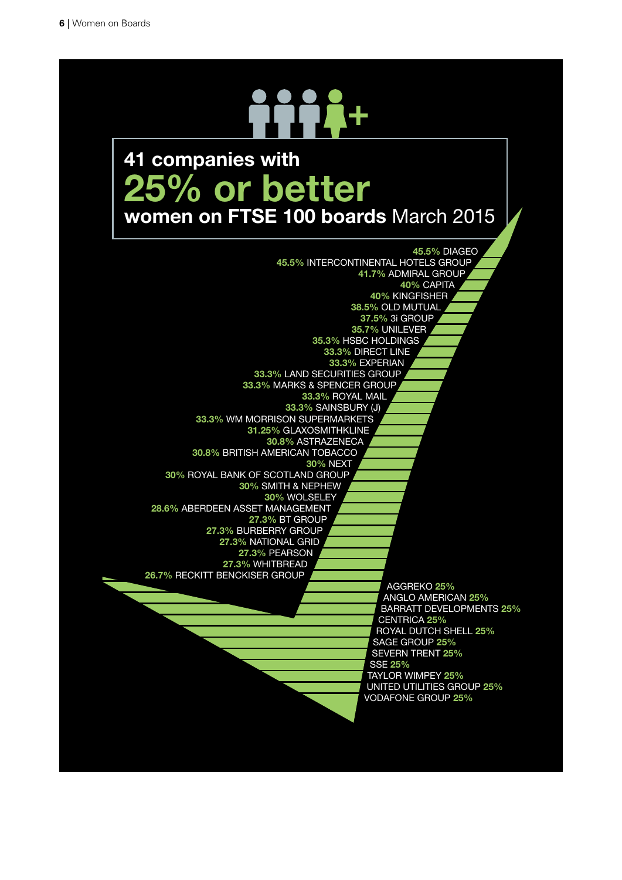# 41 companies with 25% or better women on FTSE 100 boards March 2015

- **45.5%** DIAGEO
- **45.5%** INTERCONTINENTAL HOTELS GROUP
- **41.7%** ADMIRAL GROUP
- **40%** CAPITA
- **40%** KINGFISHER
- **38.5%** OLD MUTUAL
- **37.5%** 3i GROUP
- **35.7%** UNILEVER
- **35.3%** HSBC HOLDINGS
- **33.3%** DIRECT LINE
- **33.3%** EXPERIAN
- **33.3%** LAND SECURITIES GROUP
- **33.3%** MARKS & SPENCER GROUP
- **33.3%** ROYAL MAIL
- **33.3%** SAINSBURY (J)
- **33.3%** WM MORRISON SUPERMARKETS
- **31.25%** GLAXOSMITHKLINE
- **30.8%** ASTRAZENECA
- **30.8%** BRITISH AMERICAN TOBACCO
- **30%** NEXT
- **30%** ROYAL BANK OF SCOTLAND GROUP
- **30%** SMITH & NEPHEW
- **30%** WOLSELEY
- **28.6%** ABERDEEN ASSET MANAGEMENT
- **27.3%** BT GROUP
- **27.3%** BURBERRY GROUP
- **27.3%** NATIONAL GRID
- **27.3%** PEARSON
- **27.3%** WHITBREAD
- **26.7%** RECKITT BENCKISER GROUP
- AGGREKO **25%**
- ANGLO AMERICAN **25%**
- BARRATT DEVELOPMENTS **25%**
- CENTRICA **25%**
- ROYAL DUTCH SHELL **25%**
- SAGE GROUP **25%**
- SEVERN TRENT **25%**
- SSE **25%**
- TAYLOR WIMPEY **25%**
- UNITED UTILITIES GROUP **25%**
- VODAFONE GROUP **25%**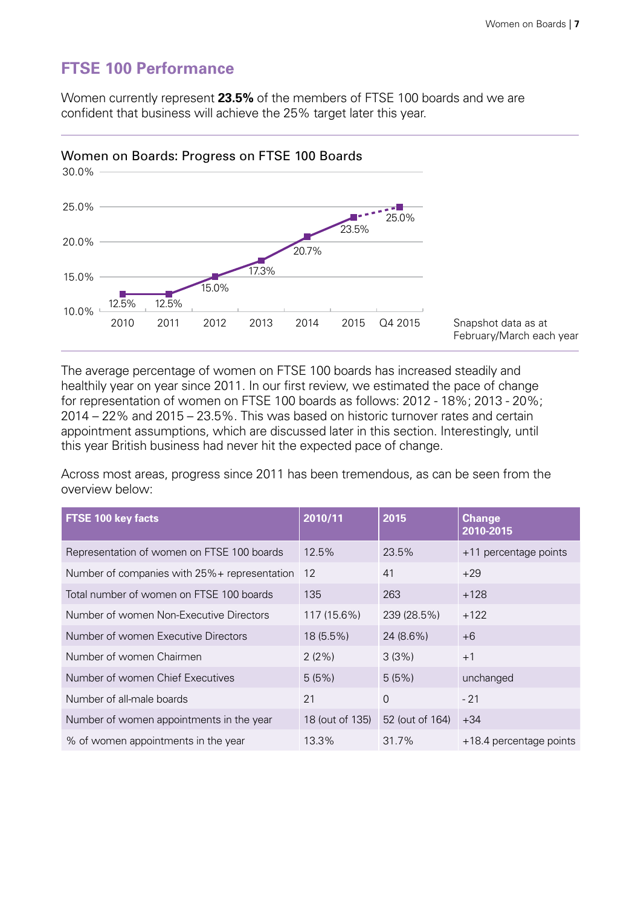## FTSE 100 Performance

Women currently represent **23.5%** of the members of FTSE 100 boards and we are confident that business will achieve the 25% target later this year.

Women on Boards: Progress on FTSE 100 Boards

| Year | Representation |
|---|---|
| 2010 | 12.5% |
| 2011 | 12.5% |
| 2012 | 15.0% |
| 2013 | 17.3% |
| 2014 | 20.7% |
| 2015 | 23.5% |
| Q4 2015 | 25.0% |

Snapshot data as at February/March each year

The average percentage of women on FTSE 100 boards has increased steadily and healthily year on year since 2011. In our first review, we estimated the pace of change for representation of women on FTSE 100 boards as follows: 2012 - 18%; 2013 - 20%; 2014 – 22% and 2015 – 23.5%. This was based on historic turnover rates and certain appointment assumptions, which are discussed later in this section. Interestingly, until this year British business had never hit the expected pace of change.

Across most areas, progress since 2011 has been tremendous, as can be seen from the overview below:

| FTSE 100 key facts | 2010/11 | 2015 | Change 2010-2015 |
|---|---|---|---|
| Representation of women on FTSE 100 boards | 12.5% | 23.5% | +11 percentage points |
| Number of companies with 25%+ representation | 12 | 41 | +29 |
| Total number of women on FTSE 100 boards | 135 | 263 | +128 |
| Number of women Non-Executive Directors | 117 (15.6%) | 239 (28.5%) | +122 |
| Number of women Executive Directors | 18 (5.5%) | 24 (8.6%) | +6 |
| Number of women Chairmen | 2 (2%) | 3 (3%) | +1 |
| Number of women Chief Executives | 5 (5%) | 5 (5%) | unchanged |
| Number of all-male boards | 21 | 0 | - 21 |
| Number of women appointments in the year | 18 (out of 135) | 52 (out of 164) | +34 |
| % of women appointments in the year | 13.3% | 31.7% | +18.4 percentage points |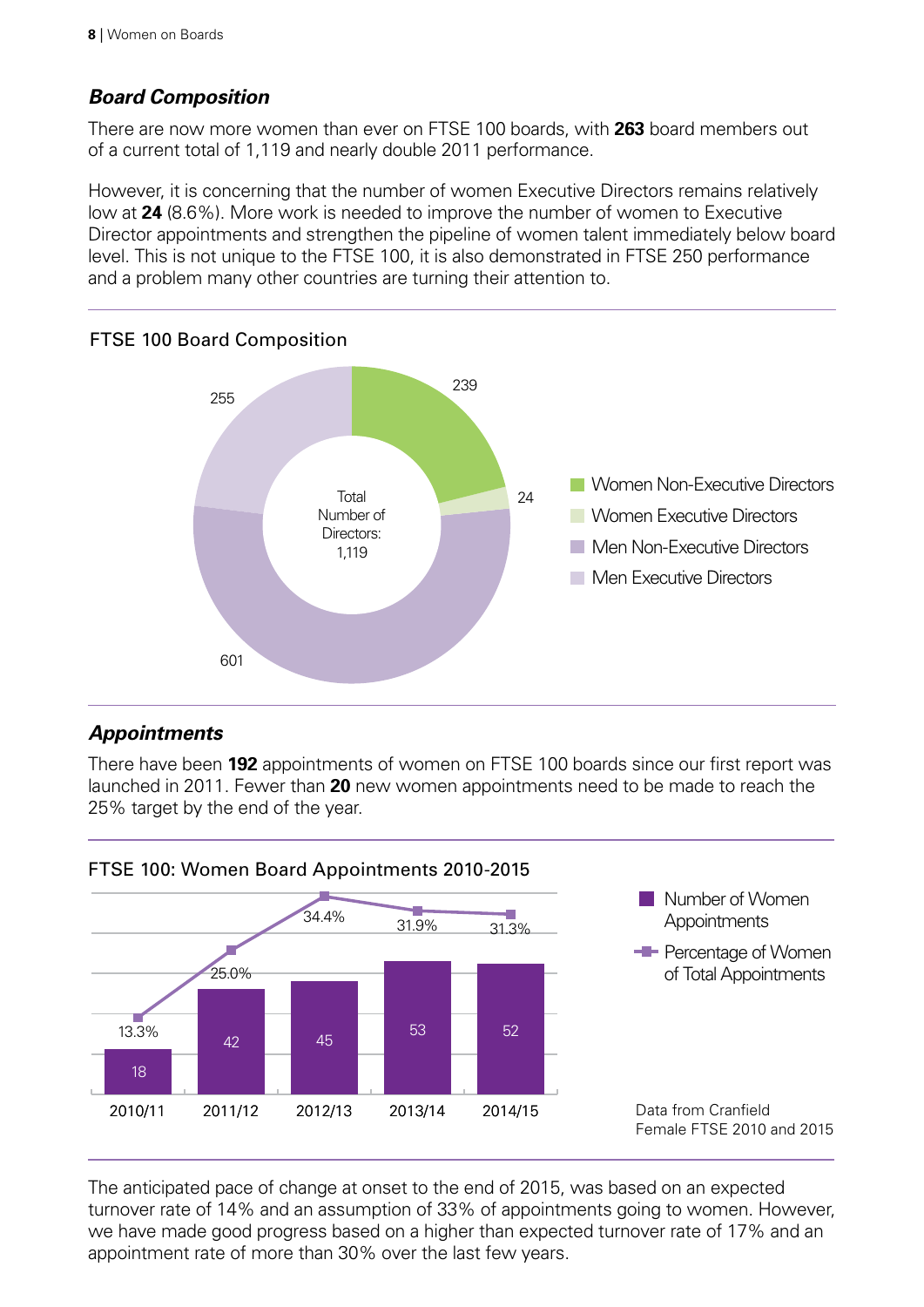## *Board Composition*

There are now more women than ever on FTSE 100 boards, with **263** board members out of a current total of 1,119 and nearly double 2011 performance.

However, it is concerning that the number of women Executive Directors remains relatively low at **24** (8.6%). More work is needed to improve the number of women to Executive Director appointments and strengthen the pipeline of women talent immediately below board level. This is not unique to the FTSE 100, it is also demonstrated in FTSE 250 performance and a problem many other countries are turning their attention to.

FTSE 100 Board Composition

| Category | Number |
|---|---|
| Women Non-Executive Directors | 239 |
| Women Executive Directors | 24 |
| Men Non-Executive Directors | 601 |
| Men Executive Directors | 255 |
| Total Number of Directors | 1,119 |

## *Appointments*

There have been **192** appointments of women on FTSE 100 boards since our first report was launched in 2011. Fewer than **20** new women appointments need to be made to reach the 25% target by the end of the year.

FTSE 100: Women Board Appointments 2010-2015

| Year | Number of Women Appointments | Percentage of Women of Total Appointments |
|---|---|---|
| 2010/11 | 18 | 13.3% |
| 2011/12 | 42 | 25.0% |
| 2012/13 | 45 | 34.4% |
| 2013/14 | 53 | 31.9% |
| 2014/15 | 52 | 31.3% |

Data from Cranfield Female FTSE 2010 and 2015

The anticipated pace of change at onset to the end of 2015, was based on an expected turnover rate of 14% and an assumption of 33% of appointments going to women. However, we have made good progress based on a higher than expected turnover rate of 17% and an appointment rate of more than 30% over the last few years.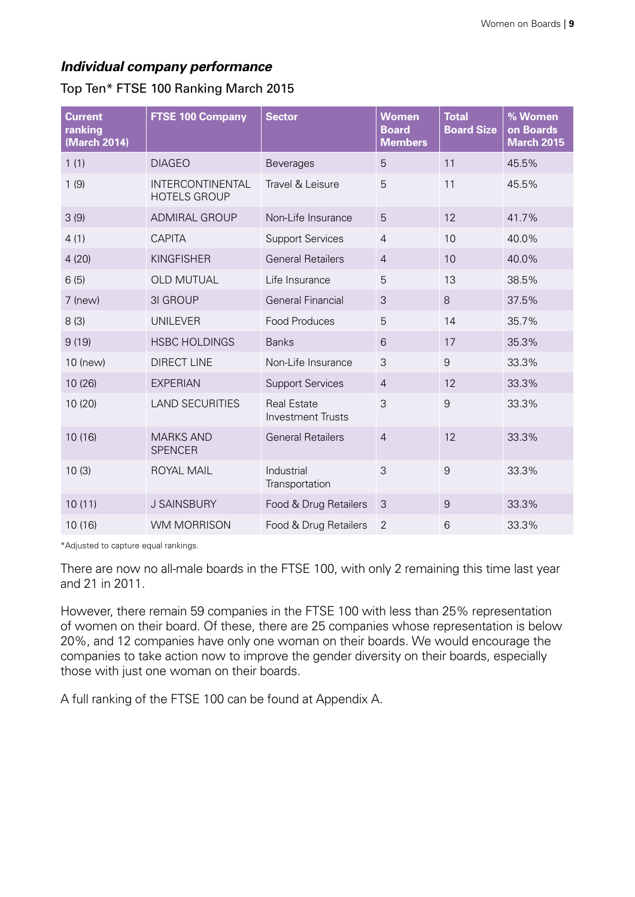### *Individual company performance*

Top Ten* FTSE 100 Ranking March 2015

| Current ranking (March 2014) | FTSE 100 Company | Sector | Women Board Members | Total Board Size | % Women on Boards March 2015 |
|---|---|---|---|---|---|
| 1 (1) | DIAGEO | Beverages | 5 | 11 | 45.5% |
| 1 (9) | INTERCONTINENTAL HOTELS GROUP | Travel & Leisure | 5 | 11 | 45.5% |
| 3 (9) | ADMIRAL GROUP | Non-Life Insurance | 5 | 12 | 41.7% |
| 4 (1) | CAPITA | Support Services | 4 | 10 | 40.0% |
| 4 (20) | KINGFISHER | General Retailers | 4 | 10 | 40.0% |
| 6 (5) | OLD MUTUAL | Life Insurance | 5 | 13 | 38.5% |
| 7 (new) | 3I GROUP | General Financial | 3 | 8 | 37.5% |
| 8 (3) | UNILEVER | Food Produces | 5 | 14 | 35.7% |
| 9 (19) | HSBC HOLDINGS | Banks | 6 | 17 | 35.3% |
| 10 (new) | DIRECT LINE | Non-Life Insurance | 3 | 9 | 33.3% |
| 10 (26) | EXPERIAN | Support Services | 4 | 12 | 33.3% |
| 10 (20) | LAND SECURITIES | Real Estate Investment Trusts | 3 | 9 | 33.3% |
| 10 (16) | MARKS AND SPENCER | General Retailers | 4 | 12 | 33.3% |
| 10 (3) | ROYAL MAIL | Industrial Transportation | 3 | 9 | 33.3% |
| 10 (11) | J SAINSBURY | Food & Drug Retailers | 3 | 9 | 33.3% |
| 10 (16) | WM MORRISON | Food & Drug Retailers | 2 | 6 | 33.3% |

*Adjusted to capture equal rankings.

There are now no all-male boards in the FTSE 100, with only 2 remaining this time last year and 21 in 2011.

However, there remain 59 companies in the FTSE 100 with less than 25% representation of women on their board. Of these, there are 25 companies whose representation is below 20%, and 12 companies have only one woman on their boards. We would encourage the companies to take action now to improve the gender diversity on their boards, especially those with just one woman on their boards.

A full ranking of the FTSE 100 can be found at Appendix A.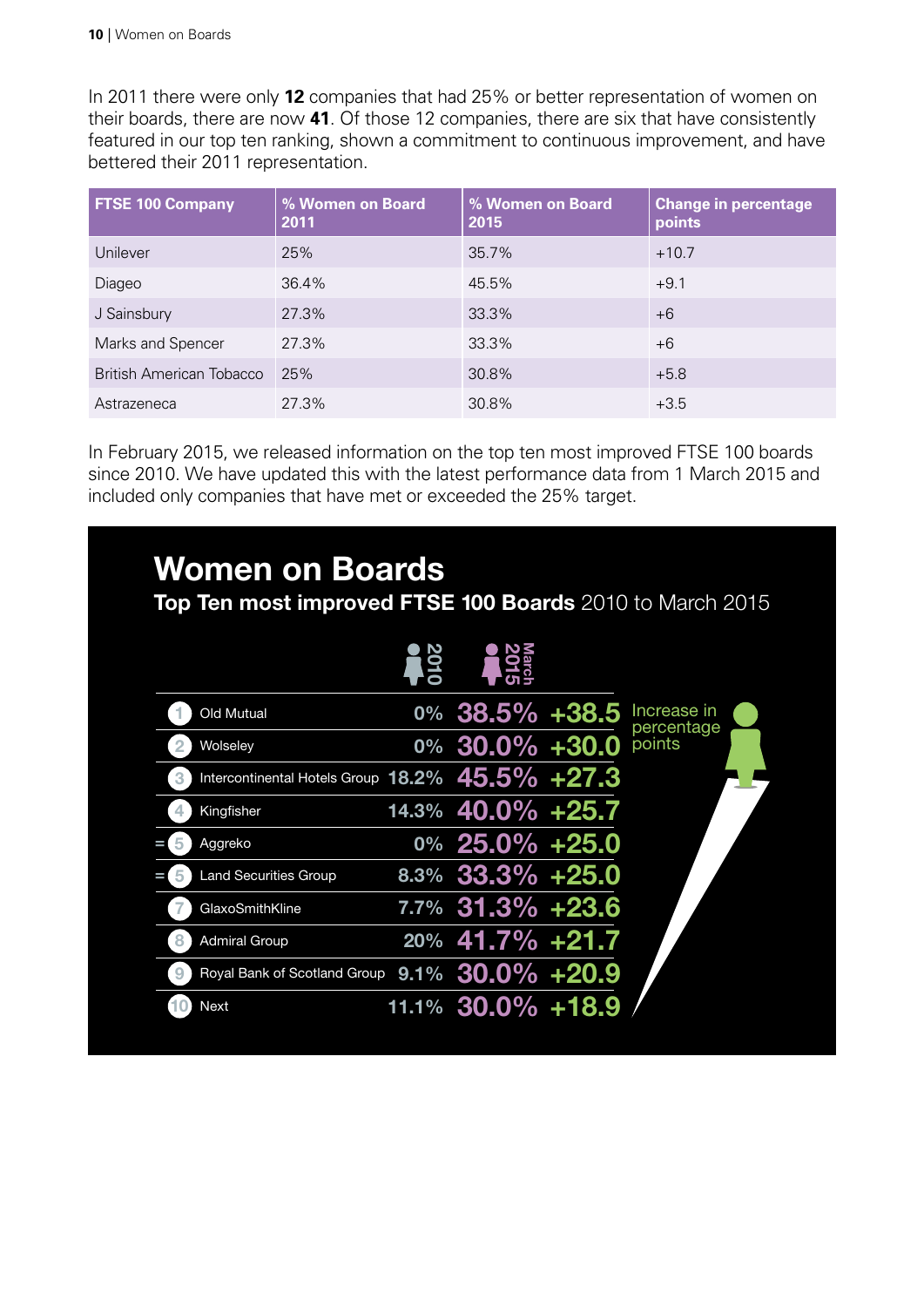In 2011 there were only **12** companies that had 25% or better representation of women on their boards, there are now **41**. Of those 12 companies, there are six that have consistently featured in our top ten ranking, shown a commitment to continuous improvement, and have bettered their 2011 representation.

| FTSE 100 Company | % Women on Board 2011 | % Women on Board 2015 | Change in percentage points |
|---|---|---|---|
| Unilever | 25% | 35.7% | +10.7 |
| Diageo | 36.4% | 45.5% | +9.1 |
| J Sainsbury | 27.3% | 33.3% | +6 |
| Marks and Spencer | 27.3% | 33.3% | +6 |
| British American Tobacco | 25% | 30.8% | +5.8 |
| Astrazeneca | 27.3% | 30.8% | +3.5 |

In February 2015, we released information on the top ten most improved FTSE 100 boards since 2010. We have updated this with the latest performance data from 1 March 2015 and included only companies that have met or exceeded the 25% target.

## Women on Boards

**Top Ten most improved FTSE 100 Boards** 2010 to March 2015

| Rank | Company | 2010 | March 2015 | Increase in percentage points |
|---|---|---|---|---|
| 1 | Old Mutual | 0% | 38.5% | +38.5 |
| 2 | Wolseley | 0% | 30.0% | +30.0 |
| 3 | Intercontinental Hotels Group | 18.2% | 45.5% | +27.3 |
| 4 | Kingfisher | 14.3% | 40.0% | +25.7 |
| =5 | Aggreko | 0% | 25.0% | +25.0 |
| =5 | Land Securities Group | 8.3% | 33.3% | +25.0 |
| 7 | GlaxoSmithKline | 7.7% | 31.3% | +23.6 |
| 8 | Admiral Group | 20% | 41.7% | +21.7 |
| 9 | Royal Bank of Scotland Group | 9.1% | 30.0% | +20.9 |
| 10 | Next | 11.1% | 30.0% | +18.9 |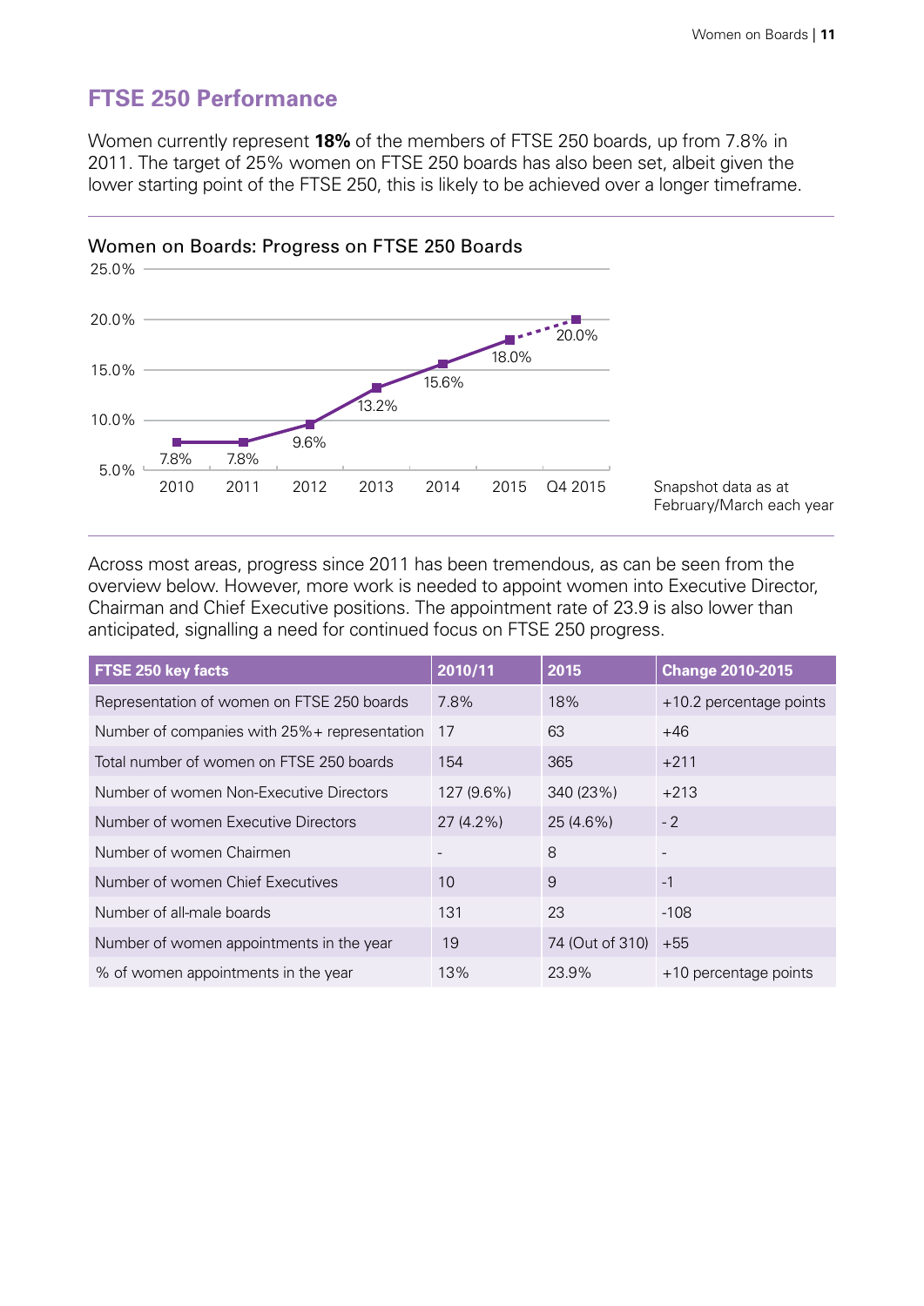## FTSE 250 Performance

Women currently represent **18%** of the members of FTSE 250 boards, up from 7.8% in 2011. The target of 25% women on FTSE 250 boards has also been set, albeit given the lower starting point of the FTSE 250, this is likely to be achieved over a longer timeframe.

Women on Boards: Progress on FTSE 250 Boards

| Year | Women on FTSE 250 Boards |
|---|---|
| 2010 | 7.8% |
| 2011 | 7.8% |
| 2012 | 9.6% |
| 2013 | 13.2% |
| 2014 | 15.6% |
| 2015 | 18.0% |
| Q4 2015 | 20.0% |

Snapshot data as at February/March each year

Across most areas, progress since 2011 has been tremendous, as can be seen from the overview below. However, more work is needed to appoint women into Executive Director, Chairman and Chief Executive positions. The appointment rate of 23.9 is also lower than anticipated, signalling a need for continued focus on FTSE 250 progress.

| FTSE 250 key facts | 2010/11 | 2015 | Change 2010-2015 |
|---|---|---|---|
| Representation of women on FTSE 250 boards | 7.8% | 18% | +10.2 percentage points |
| Number of companies with 25%+ representation | 17 | 63 | +46 |
| Total number of women on FTSE 250 boards | 154 | 365 | +211 |
| Number of women Non-Executive Directors | 127 (9.6%) | 340 (23%) | +213 |
| Number of women Executive Directors | 27 (4.2%) | 25 (4.6%) | - 2 |
| Number of women Chairmen | - | 8 | - |
| Number of women Chief Executives | 10 | 9 | -1 |
| Number of all-male boards | 131 | 23 | -108 |
| Number of women appointments in the year | 19 | 74 (Out of 310) | +55 |
| % of women appointments in the year | 13% | 23.9% | +10 percentage points |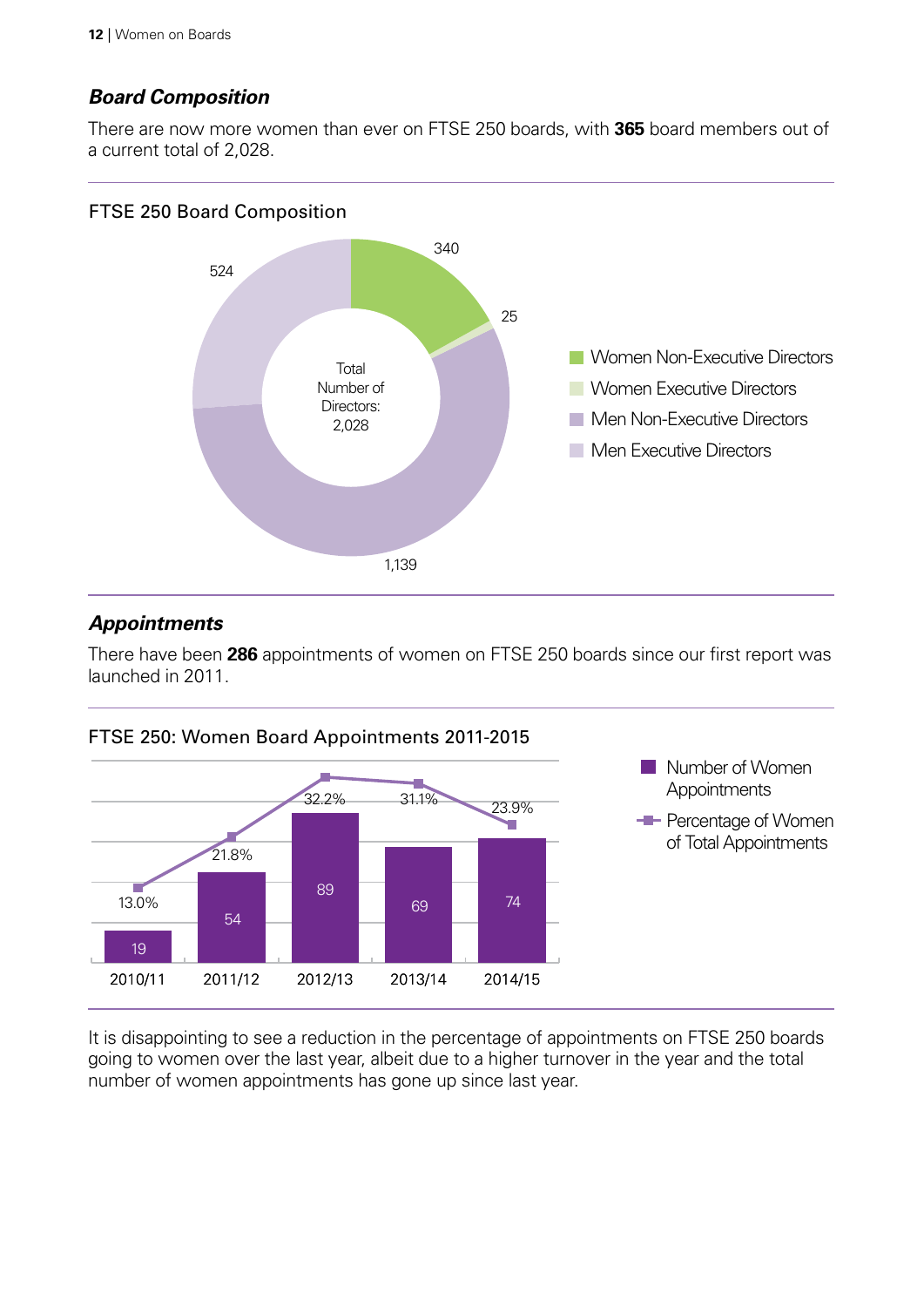### *Board Composition*

There are now more women than ever on FTSE 250 boards, with **365** board members out of a current total of 2,028.

FTSE 250 Board Composition

Total Number of Directors: 2,028

| Category | Number |
|---|---|
| Women Non-Executive Directors | 340 |
| Women Executive Directors | 25 |
| Men Non-Executive Directors | 1,139 |
| Men Executive Directors | 524 |

### *Appointments*

There have been **286** appointments of women on FTSE 250 boards since our first report was launched in 2011.

FTSE 250: Women Board Appointments 2011-2015

| Year | Number of Women Appointments | Percentage of Women of Total Appointments |
|---|---|---|
| 2010/11 | 19 | 13.0% |
| 2011/12 | 54 | 21.8% |
| 2012/13 | 89 | 32.2% |
| 2013/14 | 69 | 31.1% |
| 2014/15 | 74 | 23.9% |

It is disappointing to see a reduction in the percentage of appointments on FTSE 250 boards going to women over the last year, albeit due to a higher turnover in the year and the total number of women appointments has gone up since last year.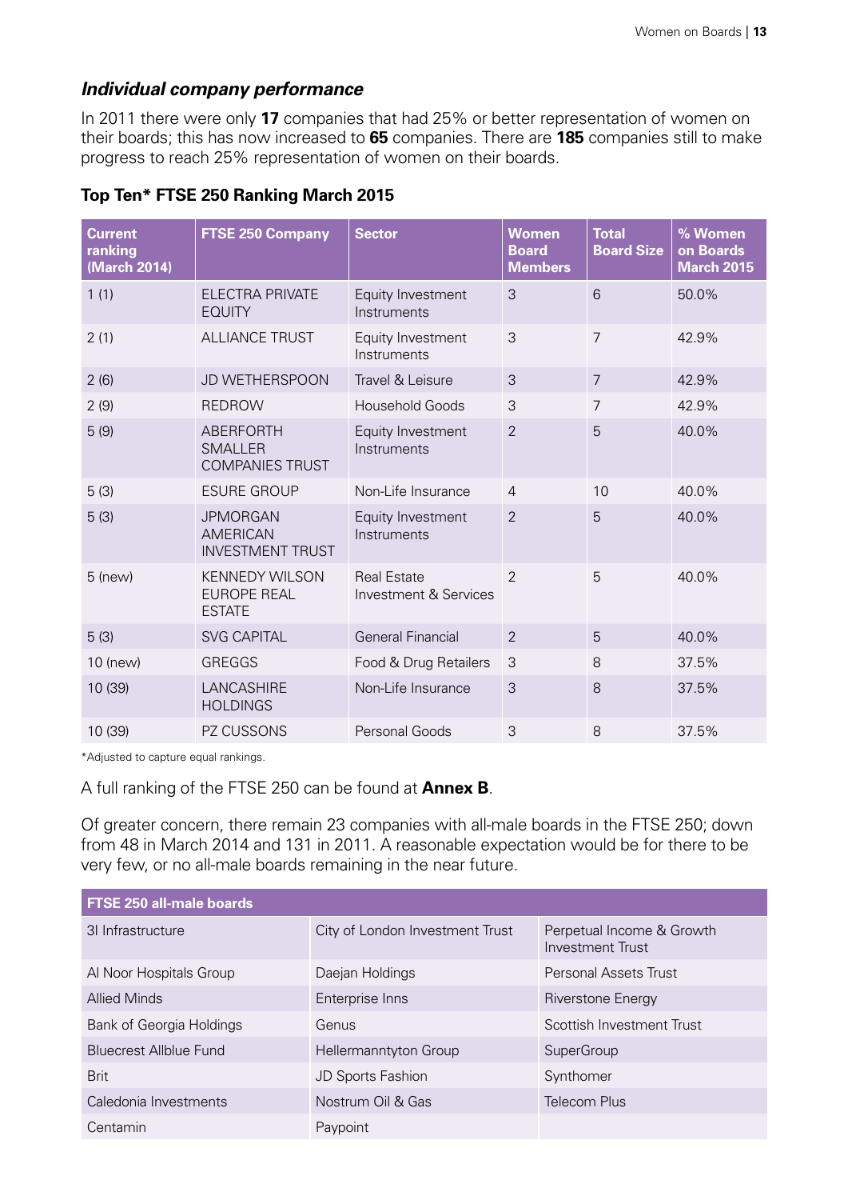### *Individual company performance*

In 2011 there were only **17** companies that had 25% or better representation of women on their boards; this has now increased to **65** companies. There are **185** companies still to make progress to reach 25% representation of women on their boards.

**Top Ten* FTSE 250 Ranking March 2015**

| Current ranking (March 2014) | FTSE 250 Company | Sector | Women Board Members | Total Board Size | % Women on Boards March 2015 |
|---|---|---|---|---|---|
| 1 (1) | ELECTRA PRIVATE EQUITY | Equity Investment Instruments | 3 | 6 | 50.0% |
| 2 (1) | ALLIANCE TRUST | Equity Investment Instruments | 3 | 7 | 42.9% |
| 2 (6) | JD WETHERSPOON | Travel & Leisure | 3 | 7 | 42.9% |
| 2 (9) | REDROW | Household Goods | 3 | 7 | 42.9% |
| 5 (9) | ABERFORTH SMALLER COMPANIES TRUST | Equity Investment Instruments | 2 | 5 | 40.0% |
| 5 (3) | ESURE GROUP | Non-Life Insurance | 4 | 10 | 40.0% |
| 5 (3) | JPMORGAN AMERICAN INVESTMENT TRUST | Equity Investment Instruments | 2 | 5 | 40.0% |
| 5 (new) | KENNEDY WILSON EUROPE REAL ESTATE | Real Estate Investment & Services | 2 | 5 | 40.0% |
| 5 (3) | SVG CAPITAL | General Financial | 2 | 5 | 40.0% |
| 10 (new) | GREGGS | Food & Drug Retailers | 3 | 8 | 37.5% |
| 10 (39) | LANCASHIRE HOLDINGS | Non-Life Insurance | 3 | 8 | 37.5% |
| 10 (39) | PZ CUSSONS | Personal Goods | 3 | 8 | 37.5% |

*Adjusted to capture equal rankings.

A full ranking of the FTSE 250 can be found at **Annex B**.

Of greater concern, there remain 23 companies with all-male boards in the FTSE 250; down from 48 in March 2014 and 131 in 2011. A reasonable expectation would be for there to be very few, or no all-male boards remaining in the near future.

| FTSE 250 all-male boards | | |
|---|---|---|
| 3I Infrastructure | City of London Investment Trust | Perpetual Income & Growth Investment Trust |
| Al Noor Hospitals Group | Daejan Holdings | Personal Assets Trust |
| Allied Minds | Enterprise Inns | Riverstone Energy |
| Bank of Georgia Holdings | Genus | Scottish Investment Trust |
| Bluecrest Allblue Fund | Hellermanntyton Group | SuperGroup |
| Brit | JD Sports Fashion | Synthomer |
| Caledonia Investments | Nostrum Oil & Gas | Telecom Plus |
| Centamin | Paypoint | |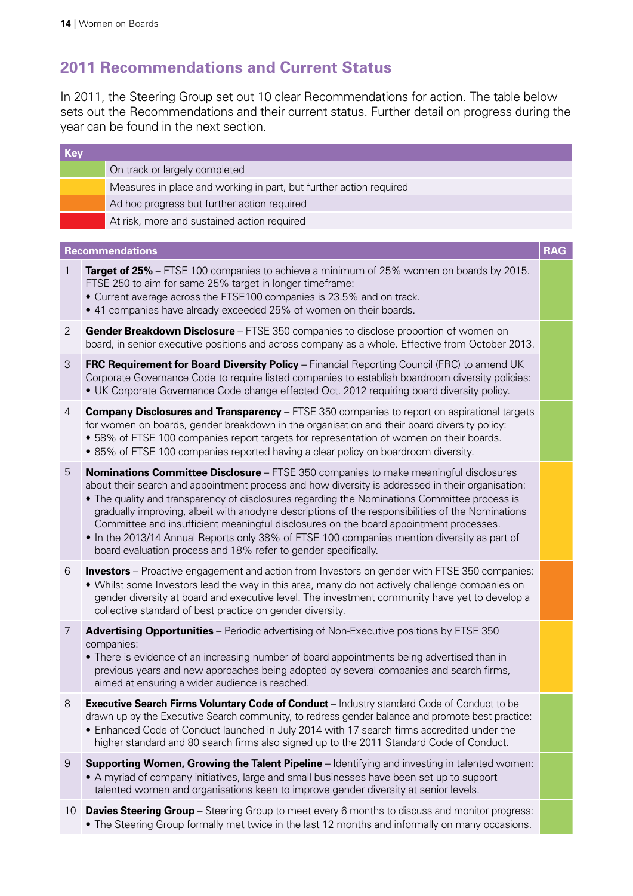## 2011 Recommendations and Current Status

In 2011, the Steering Group set out 10 clear Recommendations for action. The table below sets out the Recommendations and their current status. Further detail on progress during the year can be found in the next section.

| Key | |
|---|---|
| Green | On track or largely completed |
| Amber | Measures in place and working in part, but further action required |
| Orange | Ad hoc progress but further action required |
| Red | At risk, more and sustained action required |

| | Recommendations | RAG |
|---|---|---|
| 1 | **Target of 25%** – FTSE 100 companies to achieve a minimum of 25% women on boards by 2015. FTSE 250 to aim for same 25% target in longer timeframe: <br>• Current average across the FTSE100 companies is 23.5% and on track. <br>• 41 companies have already exceeded 25% of women on their boards. | Green |
| 2 | **Gender Breakdown Disclosure** – FTSE 350 companies to disclose proportion of women on board, in senior executive positions and across company as a whole. Effective from October 2013. | Green |
| 3 | **FRC Requirement for Board Diversity Policy** – Financial Reporting Council (FRC) to amend UK Corporate Governance Code to require listed companies to establish boardroom diversity policies: <br>• UK Corporate Governance Code change effected Oct. 2012 requiring board diversity policy. | Green |
| 4 | **Company Disclosures and Transparency** – FTSE 350 companies to report on aspirational targets for women on boards, gender breakdown in the organisation and their board diversity policy: <br>• 58% of FTSE 100 companies report targets for representation of women on their boards. <br>• 85% of FTSE 100 companies reported having a clear policy on boardroom diversity. | Green |
| 5 | **Nominations Committee Disclosure** – FTSE 350 companies to make meaningful disclosures about their search and appointment process and how diversity is addressed in their organisation: <br>• The quality and transparency of disclosures regarding the Nominations Committee process is gradually improving, albeit with anodyne descriptions of the responsibilities of the Nominations Committee and insufficient meaningful disclosures on the board appointment processes. <br>• In the 2013/14 Annual Reports only 38% of FTSE 100 companies mention diversity as part of board evaluation process and 18% refer to gender specifically. | Amber |
| 6 | **Investors** – Proactive engagement and action from Investors on gender with FTSE 350 companies: <br>• Whilst some Investors lead the way in this area, many do not actively challenge companies on gender diversity at board and executive level. The investment community have yet to develop a collective standard of best practice on gender diversity. | Orange |
| 7 | **Advertising Opportunities** – Periodic advertising of Non-Executive positions by FTSE 350 companies: <br>• There is evidence of an increasing number of board appointments being advertised than in previous years and new approaches being adopted by several companies and search firms, aimed at ensuring a wider audience is reached. | Amber |
| 8 | **Executive Search Firms Voluntary Code of Conduct** – Industry standard Code of Conduct to be drawn up by the Executive Search community, to redress gender balance and promote best practice: <br>• Enhanced Code of Conduct launched in July 2014 with 17 search firms accredited under the higher standard and 80 search firms also signed up to the 2011 Standard Code of Conduct. | Green |
| 9 | **Supporting Women, Growing the Talent Pipeline** – Identifying and investing in talented women: <br>• A myriad of company initiatives, large and small businesses have been set up to support talented women and organisations keen to improve gender diversity at senior levels. | Green |
| 10 | **Davies Steering Group** – Steering Group to meet every 6 months to discuss and monitor progress: <br>• The Steering Group formally met twice in the last 12 months and informally on many occasions. | Green |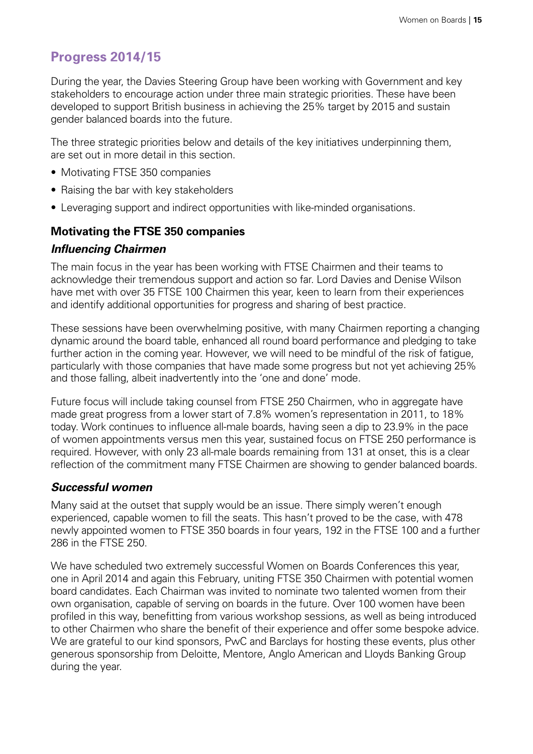## Progress 2014/15

During the year, the Davies Steering Group have been working with Government and key stakeholders to encourage action under three main strategic priorities. These have been developed to support British business in achieving the 25% target by 2015 and sustain gender balanced boards into the future.

The three strategic priorities below and details of the key initiatives underpinning them, are set out in more detail in this section.

- Motivating FTSE 350 companies
- Raising the bar with key stakeholders
- Leveraging support and indirect opportunities with like-minded organisations.

### Motivating the FTSE 350 companies

#### *Influencing Chairmen*

The main focus in the year has been working with FTSE Chairmen and their teams to acknowledge their tremendous support and action so far. Lord Davies and Denise Wilson have met with over 35 FTSE 100 Chairmen this year, keen to learn from their experiences and identify additional opportunities for progress and sharing of best practice.

These sessions have been overwhelming positive, with many Chairmen reporting a changing dynamic around the board table, enhanced all round board performance and pledging to take further action in the coming year. However, we will need to be mindful of the risk of fatigue, particularly with those companies that have made some progress but not yet achieving 25% and those falling, albeit inadvertently into the 'one and done' mode.

Future focus will include taking counsel from FTSE 250 Chairmen, who in aggregate have made great progress from a lower start of 7.8% women's representation in 2011, to 18% today. Work continues to influence all-male boards, having seen a dip to 23.9% in the pace of women appointments versus men this year, sustained focus on FTSE 250 performance is required. However, with only 23 all-male boards remaining from 131 at onset, this is a clear reflection of the commitment many FTSE Chairmen are showing to gender balanced boards.

#### *Successful women*

Many said at the outset that supply would be an issue. There simply weren't enough experienced, capable women to fill the seats. This hasn't proved to be the case, with 478 newly appointed women to FTSE 350 boards in four years, 192 in the FTSE 100 and a further 286 in the FTSE 250.

We have scheduled two extremely successful Women on Boards Conferences this year, one in April 2014 and again this February, uniting FTSE 350 Chairmen with potential women board candidates. Each Chairman was invited to nominate two talented women from their own organisation, capable of serving on boards in the future. Over 100 women have been profiled in this way, benefitting from various workshop sessions, as well as being introduced to other Chairmen who share the benefit of their experience and offer some bespoke advice. We are grateful to our kind sponsors, PwC and Barclays for hosting these events, plus other generous sponsorship from Deloitte, Mentore, Anglo American and Lloyds Banking Group during the year.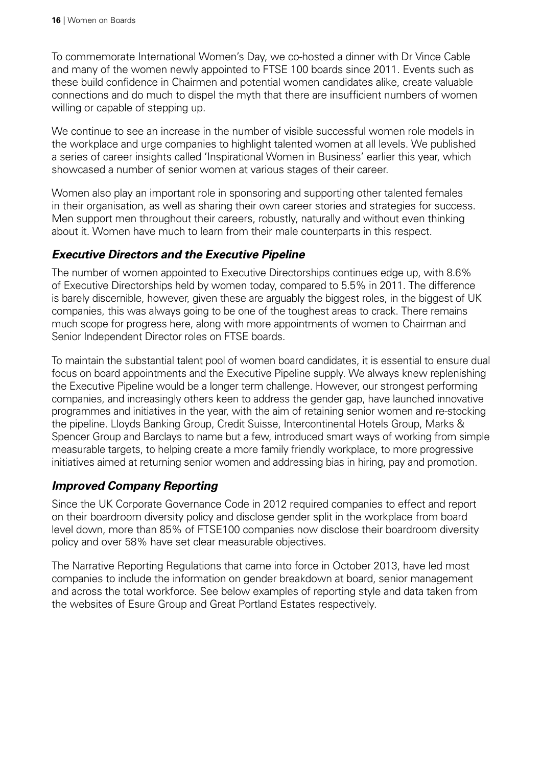To commemorate International Women's Day, we co-hosted a dinner with Dr Vince Cable and many of the women newly appointed to FTSE 100 boards since 2011. Events such as these build confidence in Chairmen and potential women candidates alike, create valuable connections and do much to dispel the myth that there are insufficient numbers of women willing or capable of stepping up.

We continue to see an increase in the number of visible successful women role models in the workplace and urge companies to highlight talented women at all levels. We published a series of career insights called 'Inspirational Women in Business' earlier this year, which showcased a number of senior women at various stages of their career.

Women also play an important role in sponsoring and supporting other talented females in their organisation, as well as sharing their own career stories and strategies for success. Men support men throughout their careers, robustly, naturally and without even thinking about it. Women have much to learn from their male counterparts in this respect.

## *Executive Directors and the Executive Pipeline*

The number of women appointed to Executive Directorships continues edge up, with 8.6% of Executive Directorships held by women today, compared to 5.5% in 2011. The difference is barely discernible, however, given these are arguably the biggest roles, in the biggest of UK companies, this was always going to be one of the toughest areas to crack. There remains much scope for progress here, along with more appointments of women to Chairman and Senior Independent Director roles on FTSE boards.

To maintain the substantial talent pool of women board candidates, it is essential to ensure dual focus on board appointments and the Executive Pipeline supply. We always knew replenishing the Executive Pipeline would be a longer term challenge. However, our strongest performing companies, and increasingly others keen to address the gender gap, have launched innovative programmes and initiatives in the year, with the aim of retaining senior women and re-stocking the pipeline. Lloyds Banking Group, Credit Suisse, Intercontinental Hotels Group, Marks & Spencer Group and Barclays to name but a few, introduced smart ways of working from simple measurable targets, to helping create a more family friendly workplace, to more progressive initiatives aimed at returning senior women and addressing bias in hiring, pay and promotion.

## *Improved Company Reporting*

Since the UK Corporate Governance Code in 2012 required companies to effect and report on their boardroom diversity policy and disclose gender split in the workplace from board level down, more than 85% of FTSE100 companies now disclose their boardroom diversity policy and over 58% have set clear measurable objectives.

The Narrative Reporting Regulations that came into force in October 2013, have led most companies to include the information on gender breakdown at board, senior management and across the total workforce. See below examples of reporting style and data taken from the websites of Esure Group and Great Portland Estates respectively.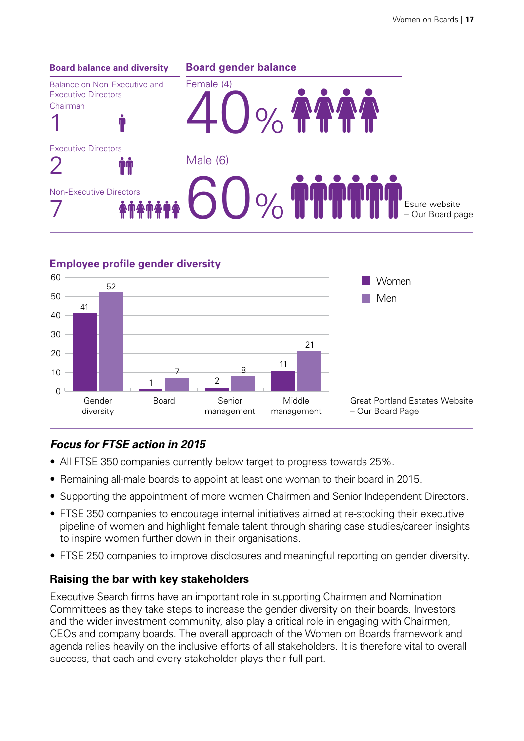## Board balance and diversity

Balance on Non-Executive and Executive Directors

Chairman

1

Executive Directors

2

Non-Executive Directors

7

## Board gender balance

Female (4)

40%

Male (6)

60%

Esure website – Our Board page

## Employee profile gender diversity

| | Women | Men |
|---|---|---|
| Gender diversity | 41 | 52 |
| Board | 1 | 7 |
| Senior management | 2 | 8 |
| Middle management | 11 | 21 |

Great Portland Estates Website – Our Board Page

### *Focus for FTSE action in 2015*

- All FTSE 350 companies currently below target to progress towards 25%.
- Remaining all-male boards to appoint at least one woman to their board in 2015.
- Supporting the appointment of more women Chairmen and Senior Independent Directors.
- FTSE 350 companies to encourage internal initiatives aimed at re-stocking their executive pipeline of women and highlight female talent through sharing case studies/career insights to inspire women further down in their organisations.
- FTSE 250 companies to improve disclosures and meaningful reporting on gender diversity.

### Raising the bar with key stakeholders

Executive Search firms have an important role in supporting Chairmen and Nomination Committees as they take steps to increase the gender diversity on their boards. Investors and the wider investment community, also play a critical role in engaging with Chairmen, CEOs and company boards. The overall approach of the Women on Boards framework and agenda relies heavily on the inclusive efforts of all stakeholders. It is therefore vital to overall success, that each and every stakeholder plays their full part.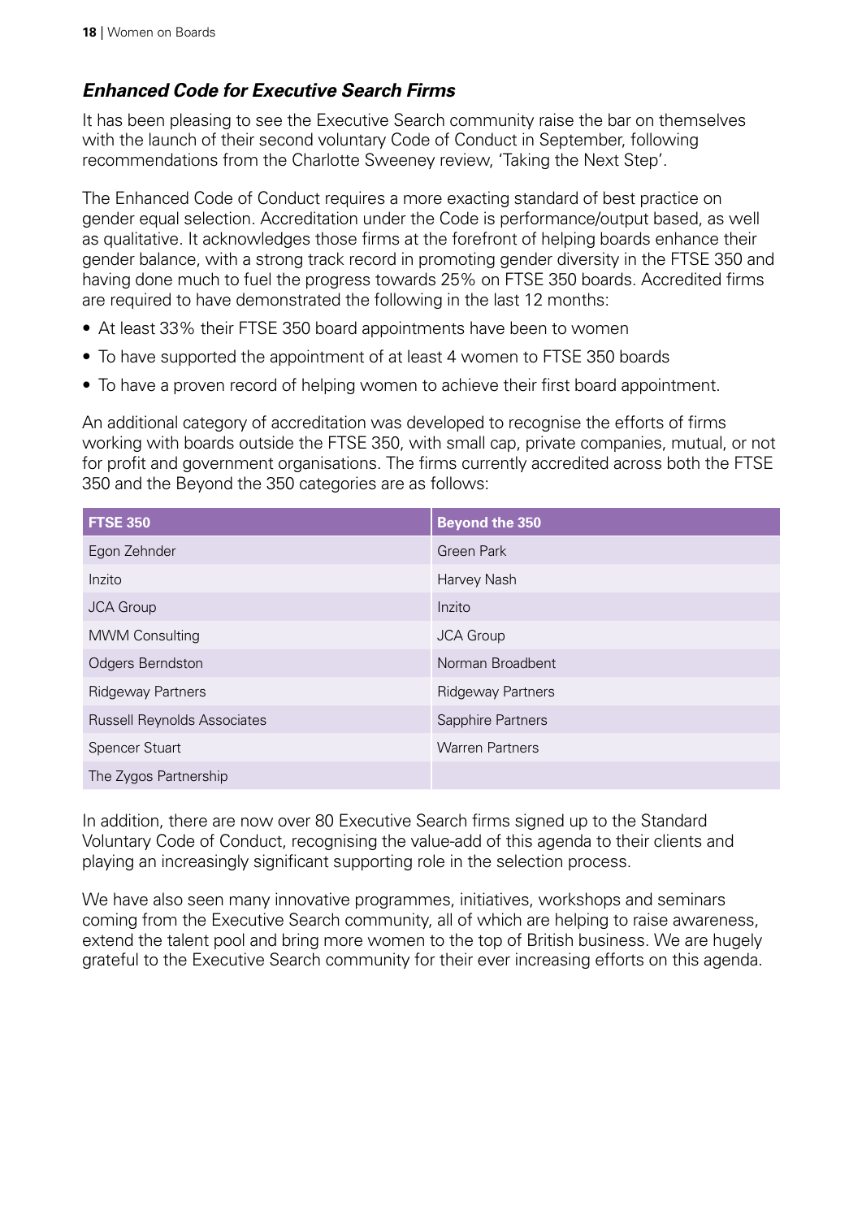### *Enhanced Code for Executive Search Firms*

It has been pleasing to see the Executive Search community raise the bar on themselves with the launch of their second voluntary Code of Conduct in September, following recommendations from the Charlotte Sweeney review, 'Taking the Next Step'.

The Enhanced Code of Conduct requires a more exacting standard of best practice on gender equal selection. Accreditation under the Code is performance/output based, as well as qualitative. It acknowledges those firms at the forefront of helping boards enhance their gender balance, with a strong track record in promoting gender diversity in the FTSE 350 and having done much to fuel the progress towards 25% on FTSE 350 boards. Accredited firms are required to have demonstrated the following in the last 12 months:

- At least 33% their FTSE 350 board appointments have been to women
- To have supported the appointment of at least 4 women to FTSE 350 boards
- To have a proven record of helping women to achieve their first board appointment.

An additional category of accreditation was developed to recognise the efforts of firms working with boards outside the FTSE 350, with small cap, private companies, mutual, or not for profit and government organisations. The firms currently accredited across both the FTSE 350 and the Beyond the 350 categories are as follows:

| FTSE 350 | Beyond the 350 |
|---|---|
| Egon Zehnder | Green Park |
| Inzito | Harvey Nash |
| JCA Group | Inzito |
| MWM Consulting | JCA Group |
| Odgers Berndston | Norman Broadbent |
| Ridgeway Partners | Ridgeway Partners |
| Russell Reynolds Associates | Sapphire Partners |
| Spencer Stuart | Warren Partners |
| The Zygos Partnership | |

In addition, there are now over 80 Executive Search firms signed up to the Standard Voluntary Code of Conduct, recognising the value-add of this agenda to their clients and playing an increasingly significant supporting role in the selection process.

We have also seen many innovative programmes, initiatives, workshops and seminars coming from the Executive Search community, all of which are helping to raise awareness, extend the talent pool and bring more women to the top of British business. We are hugely grateful to the Executive Search community for their ever increasing efforts on this agenda.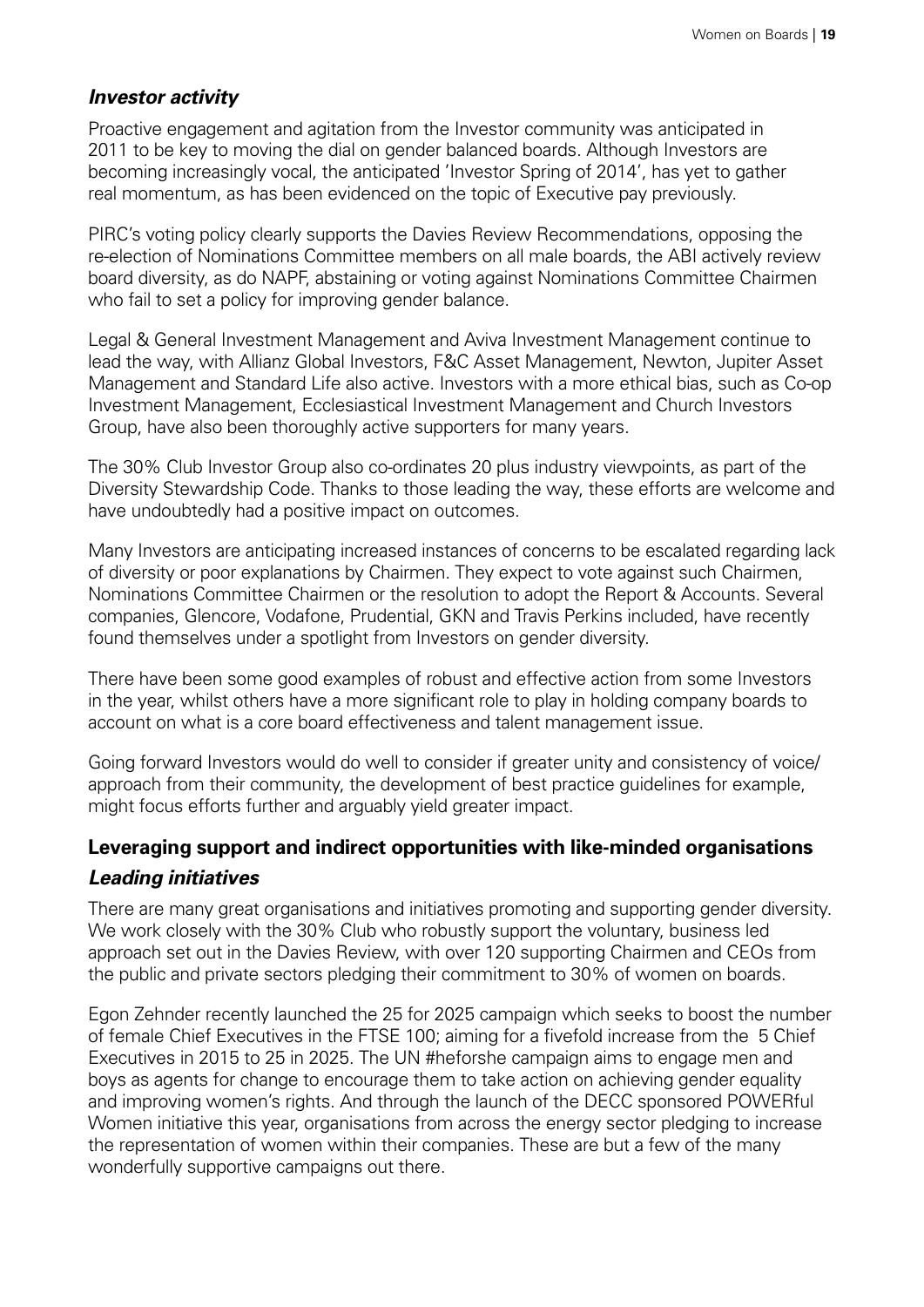### *Investor activity*

Proactive engagement and agitation from the Investor community was anticipated in 2011 to be key to moving the dial on gender balanced boards. Although Investors are becoming increasingly vocal, the anticipated 'Investor Spring of 2014', has yet to gather real momentum, as has been evidenced on the topic of Executive pay previously.

PIRC's voting policy clearly supports the Davies Review Recommendations, opposing the re-election of Nominations Committee members on all male boards, the ABI actively review board diversity, as do NAPF, abstaining or voting against Nominations Committee Chairmen who fail to set a policy for improving gender balance.

Legal & General Investment Management and Aviva Investment Management continue to lead the way, with Allianz Global Investors, F&C Asset Management, Newton, Jupiter Asset Management and Standard Life also active. Investors with a more ethical bias, such as Co-op Investment Management, Ecclesiastical Investment Management and Church Investors Group, have also been thoroughly active supporters for many years.

The 30% Club Investor Group also co-ordinates 20 plus industry viewpoints, as part of the Diversity Stewardship Code. Thanks to those leading the way, these efforts are welcome and have undoubtedly had a positive impact on outcomes.

Many Investors are anticipating increased instances of concerns to be escalated regarding lack of diversity or poor explanations by Chairmen. They expect to vote against such Chairmen, Nominations Committee Chairmen or the resolution to adopt the Report & Accounts. Several companies, Glencore, Vodafone, Prudential, GKN and Travis Perkins included, have recently found themselves under a spotlight from Investors on gender diversity.

There have been some good examples of robust and effective action from some Investors in the year, whilst others have a more significant role to play in holding company boards to account on what is a core board effectiveness and talent management issue.

Going forward Investors would do well to consider if greater unity and consistency of voice/approach from their community, the development of best practice guidelines for example, might focus efforts further and arguably yield greater impact.

## Leveraging support and indirect opportunities with like-minded organisations

### *Leading initiatives*

There are many great organisations and initiatives promoting and supporting gender diversity. We work closely with the 30% Club who robustly support the voluntary, business led approach set out in the Davies Review, with over 120 supporting Chairmen and CEOs from the public and private sectors pledging their commitment to 30% of women on boards.

Egon Zehnder recently launched the 25 for 2025 campaign which seeks to boost the number of female Chief Executives in the FTSE 100; aiming for a fivefold increase from the 5 Chief Executives in 2015 to 25 in 2025. The UN #heforshe campaign aims to engage men and boys as agents for change to encourage them to take action on achieving gender equality and improving women's rights. And through the launch of the DECC sponsored POWERful Women initiative this year, organisations from across the energy sector pledging to increase the representation of women within their companies. These are but a few of the many wonderfully supportive campaigns out there.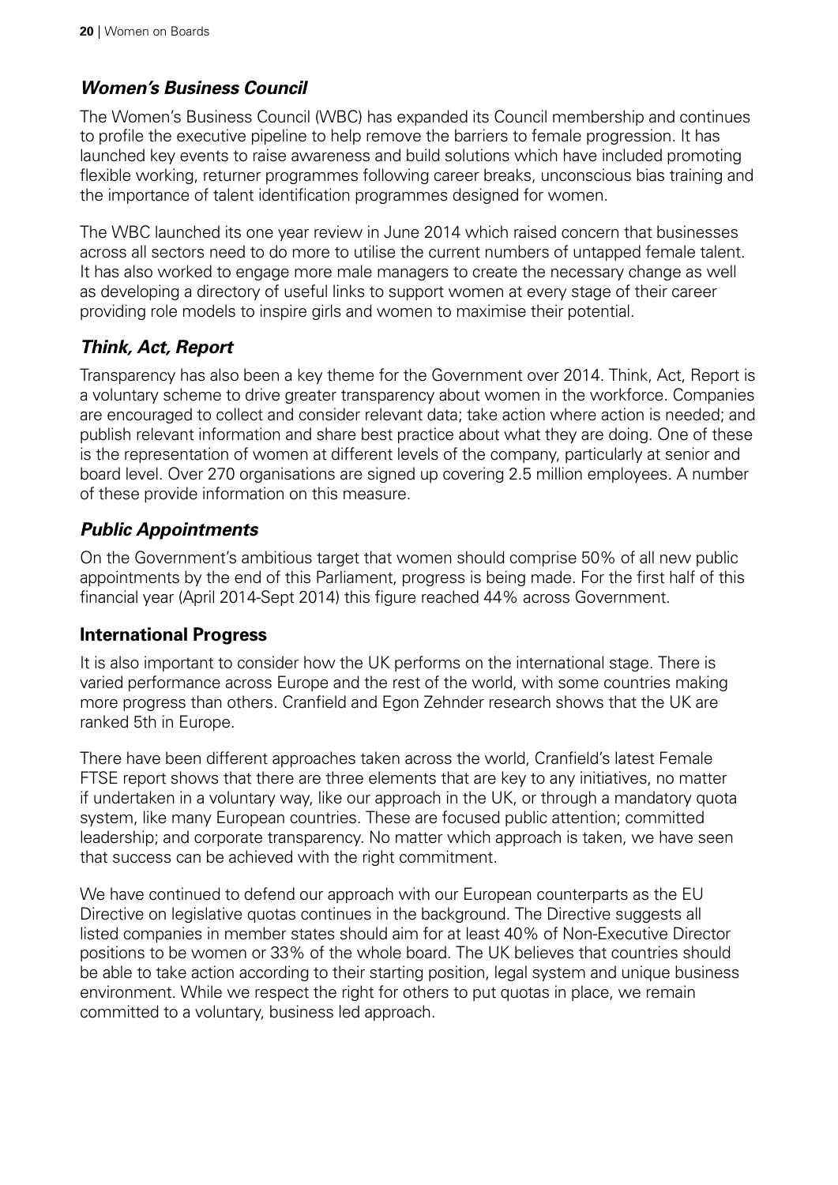### *Women's Business Council*

The Women's Business Council (WBC) has expanded its Council membership and continues to profile the executive pipeline to help remove the barriers to female progression. It has launched key events to raise awareness and build solutions which have included promoting flexible working, returner programmes following career breaks, unconscious bias training and the importance of talent identification programmes designed for women.

The WBC launched its one year review in June 2014 which raised concern that businesses across all sectors need to do more to utilise the current numbers of untapped female talent. It has also worked to engage more male managers to create the necessary change as well as developing a directory of useful links to support women at every stage of their career providing role models to inspire girls and women to maximise their potential.

### *Think, Act, Report*

Transparency has also been a key theme for the Government over 2014. Think, Act, Report is a voluntary scheme to drive greater transparency about women in the workforce. Companies are encouraged to collect and consider relevant data; take action where action is needed; and publish relevant information and share best practice about what they are doing. One of these is the representation of women at different levels of the company, particularly at senior and board level. Over 270 organisations are signed up covering 2.5 million employees. A number of these provide information on this measure.

### *Public Appointments*

On the Government's ambitious target that women should comprise 50% of all new public appointments by the end of this Parliament, progress is being made. For the first half of this financial year (April 2014-Sept 2014) this figure reached 44% across Government.

## International Progress

It is also important to consider how the UK performs on the international stage. There is varied performance across Europe and the rest of the world, with some countries making more progress than others. Cranfield and Egon Zehnder research shows that the UK are ranked 5th in Europe.

There have been different approaches taken across the world, Cranfield's latest Female FTSE report shows that there are three elements that are key to any initiatives, no matter if undertaken in a voluntary way, like our approach in the UK, or through a mandatory quota system, like many European countries. These are focused public attention; committed leadership; and corporate transparency. No matter which approach is taken, we have seen that success can be achieved with the right commitment.

We have continued to defend our approach with our European counterparts as the EU Directive on legislative quotas continues in the background. The Directive suggests all listed companies in member states should aim for at least 40% of Non-Executive Director positions to be women or 33% of the whole board. The UK believes that countries should be able to take action according to their starting position, legal system and unique business environment. While we respect the right for others to put quotas in place, we remain committed to a voluntary, business led approach.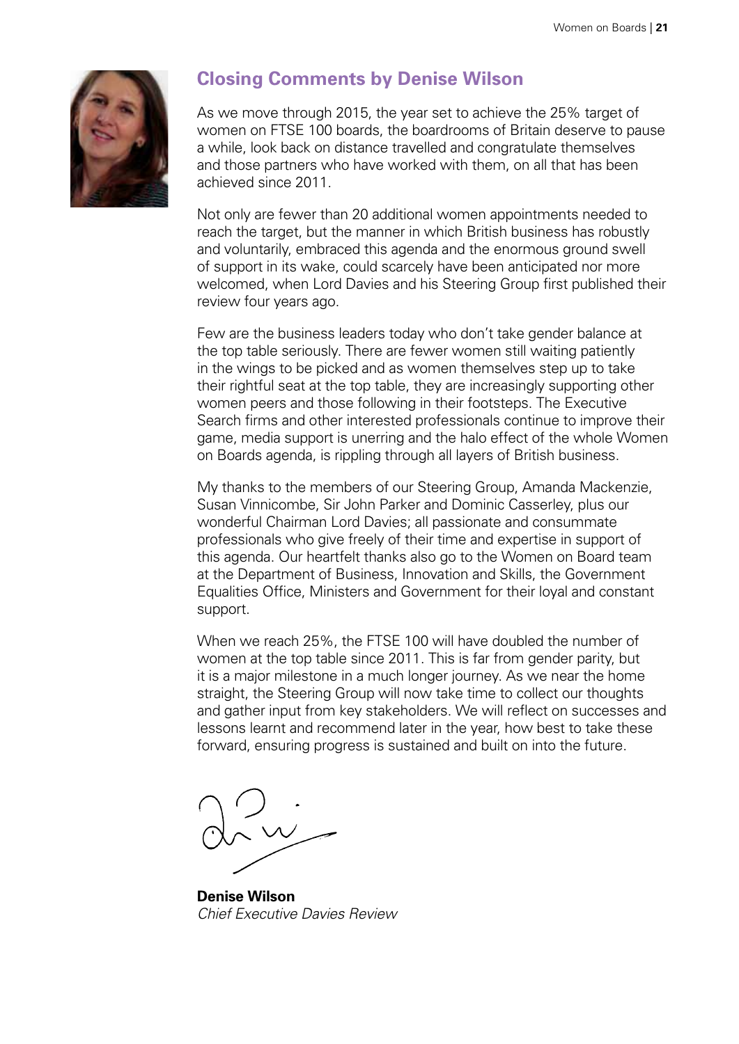## Closing Comments by Denise Wilson

As we move through 2015, the year set to achieve the 25% target of women on FTSE 100 boards, the boardrooms of Britain deserve to pause a while, look back on distance travelled and congratulate themselves and those partners who have worked with them, on all that has been achieved since 2011.

Not only are fewer than 20 additional women appointments needed to reach the target, but the manner in which British business has robustly and voluntarily, embraced this agenda and the enormous ground swell of support in its wake, could scarcely have been anticipated nor more welcomed, when Lord Davies and his Steering Group first published their review four years ago.

Few are the business leaders today who don't take gender balance at the top table seriously. There are fewer women still waiting patiently in the wings to be picked and as women themselves step up to take their rightful seat at the top table, they are increasingly supporting other women peers and those following in their footsteps. The Executive Search firms and other interested professionals continue to improve their game, media support is unerring and the halo effect of the whole Women on Boards agenda, is rippling through all layers of British business.

My thanks to the members of our Steering Group, Amanda Mackenzie, Susan Vinnicombe, Sir John Parker and Dominic Casserley, plus our wonderful Chairman Lord Davies; all passionate and consummate professionals who give freely of their time and expertise in support of this agenda. Our heartfelt thanks also go to the Women on Board team at the Department of Business, Innovation and Skills, the Government Equalities Office, Ministers and Government for their loyal and constant support.

When we reach 25%, the FTSE 100 will have doubled the number of women at the top table since 2011. This is far from gender parity, but it is a major milestone in a much longer journey. As we near the home straight, the Steering Group will now take time to collect our thoughts and gather input from key stakeholders. We will reflect on successes and lessons learnt and recommend later in the year, how best to take these forward, ensuring progress is sustained and built on into the future.

**Denise Wilson**
*Chief Executive Davies Review*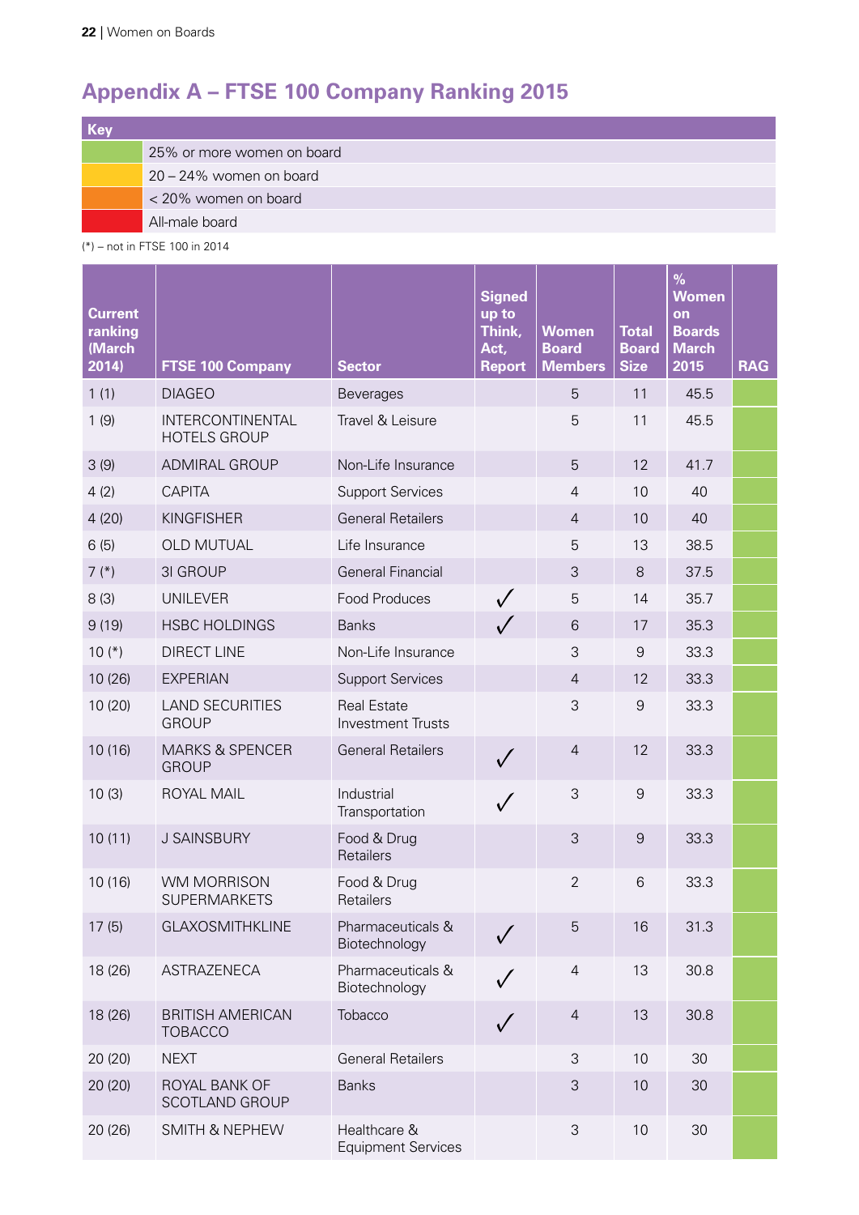# Appendix A – FTSE 100 Company Ranking 2015

| Key | |
|---|---|
| Green | 25% or more women on board |
| Yellow | 20 – 24% women on board |
| Orange | < 20% women on board |
| Red | All-male board |

(*) – not in FTSE 100 in 2014

| Current ranking (March 2014) | FTSE 100 Company | Sector | Signed up to Think, Act, Report | Women Board Members | Total Board Size | % Women on Boards March 2015 | RAG |
|---|---|---|---|---|---|---|---|
| 1 (1) | DIAGEO | Beverages | | 5 | 11 | 45.5 | Green |
| 1 (9) | INTERCONTINENTAL HOTELS GROUP | Travel & Leisure | | 5 | 11 | 45.5 | Green |
| 3 (9) | ADMIRAL GROUP | Non-Life Insurance | | 5 | 12 | 41.7 | Green |
| 4 (2) | CAPITA | Support Services | | 4 | 10 | 40 | Green |
| 4 (20) | KINGFISHER | General Retailers | | 4 | 10 | 40 | Green |
| 6 (5) | OLD MUTUAL | Life Insurance | | 5 | 13 | 38.5 | Green |
| 7 (*) | 3I GROUP | General Financial | | 3 | 8 | 37.5 | Green |
| 8 (3) | UNILEVER | Food Produces | ✓ | 5 | 14 | 35.7 | Green |
| 9 (19) | HSBC HOLDINGS | Banks | ✓ | 6 | 17 | 35.3 | Green |
| 10 (*) | DIRECT LINE | Non-Life Insurance | | 3 | 9 | 33.3 | Green |
| 10 (26) | EXPERIAN | Support Services | | 4 | 12 | 33.3 | Green |
| 10 (20) | LAND SECURITIES GROUP | Real Estate Investment Trusts | | 3 | 9 | 33.3 | Green |
| 10 (16) | MARKS & SPENCER GROUP | General Retailers | ✓ | 4 | 12 | 33.3 | Green |
| 10 (3) | ROYAL MAIL | Industrial Transportation | ✓ | 3 | 9 | 33.3 | Green |
| 10 (11) | J SAINSBURY | Food & Drug Retailers | | 3 | 9 | 33.3 | Green |
| 10 (16) | WM MORRISON SUPERMARKETS | Food & Drug Retailers | | 2 | 6 | 33.3 | Green |
| 17 (5) | GLAXOSMITHKLINE | Pharmaceuticals & Biotechnology | ✓ | 5 | 16 | 31.3 | Green |
| 18 (26) | ASTRAZENECA | Pharmaceuticals & Biotechnology | ✓ | 4 | 13 | 30.8 | Green |
| 18 (26) | BRITISH AMERICAN TOBACCO | Tobacco | ✓ | 4 | 13 | 30.8 | Green |
| 20 (20) | NEXT | General Retailers | | 3 | 10 | 30 | Green |
| 20 (20) | ROYAL BANK OF SCOTLAND GROUP | Banks | | 3 | 10 | 30 | Green |
| 20 (26) | SMITH & NEPHEW | Healthcare & Equipment Services | | 3 | 10 | 30 | Green |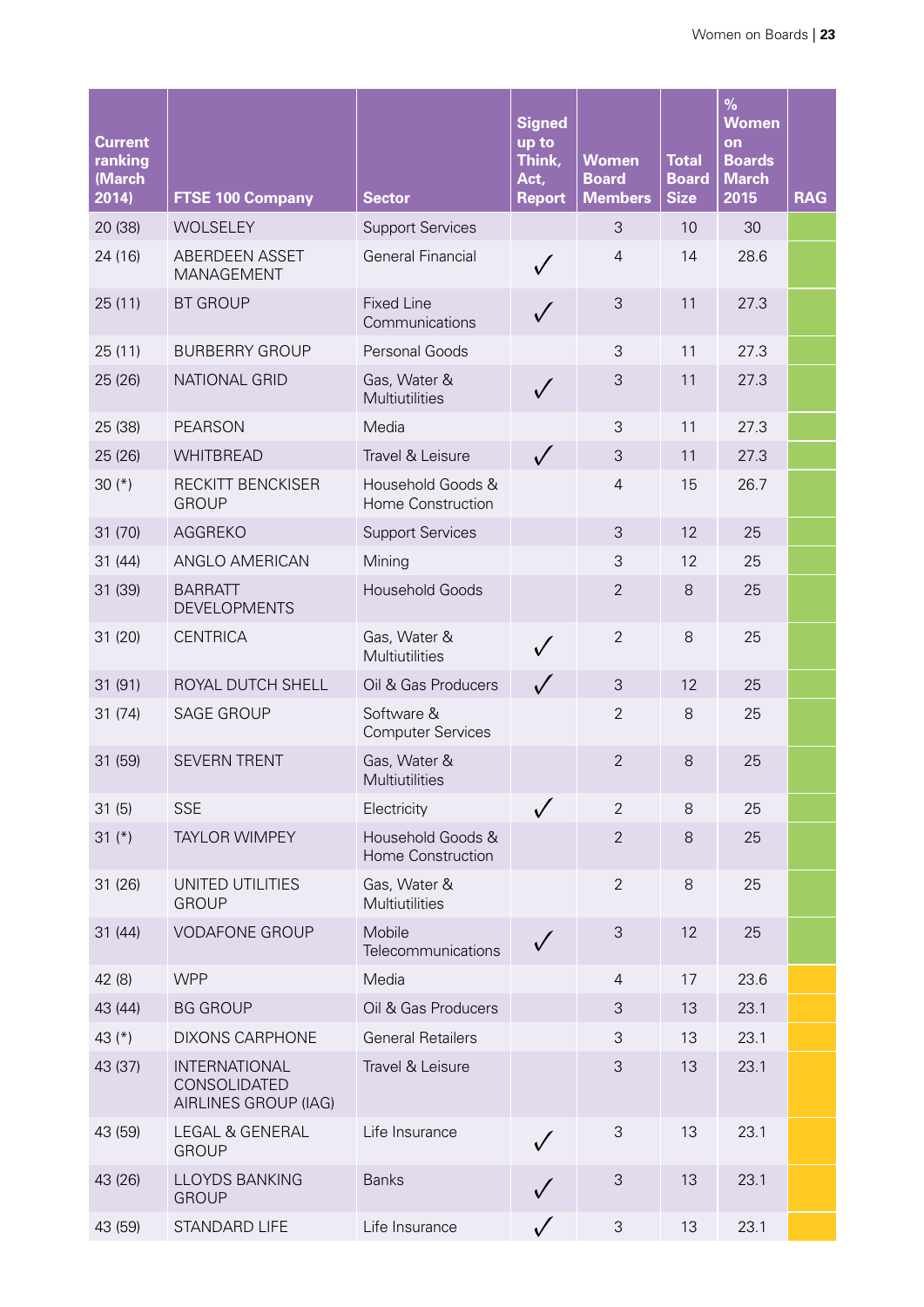| Current ranking (March 2014) | FTSE 100 Company | Sector | Signed up to Think, Act, Report | Women Board Members | Total Board Size | % Women on Boards March 2015 | RAG |
|---|---|---|---|---|---|---|---|
| 20 (38) | WOLSELEY | Support Services | | 3 | 10 | 30 | |
| 24 (16) | ABERDEEN ASSET MANAGEMENT | General Financial | ✓ | 4 | 14 | 28.6 | |
| 25 (11) | BT GROUP | Fixed Line Communications | ✓ | 3 | 11 | 27.3 | |
| 25 (11) | BURBERRY GROUP | Personal Goods | | 3 | 11 | 27.3 | |
| 25 (26) | NATIONAL GRID | Gas, Water & Multiutilities | ✓ | 3 | 11 | 27.3 | |
| 25 (38) | PEARSON | Media | | 3 | 11 | 27.3 | |
| 25 (26) | WHITBREAD | Travel & Leisure | ✓ | 3 | 11 | 27.3 | |
| 30 (*) | RECKITT BENCKISER GROUP | Household Goods & Home Construction | | 4 | 15 | 26.7 | |
| 31 (70) | AGGREKO | Support Services | | 3 | 12 | 25 | |
| 31 (44) | ANGLO AMERICAN | Mining | | 3 | 12 | 25 | |
| 31 (39) | BARRATT DEVELOPMENTS | Household Goods | | 2 | 8 | 25 | |
| 31 (20) | CENTRICA | Gas, Water & Multiutilities | ✓ | 2 | 8 | 25 | |
| 31 (91) | ROYAL DUTCH SHELL | Oil & Gas Producers | ✓ | 3 | 12 | 25 | |
| 31 (74) | SAGE GROUP | Software & Computer Services | | 2 | 8 | 25 | |
| 31 (59) | SEVERN TRENT | Gas, Water & Multiutilities | | 2 | 8 | 25 | |
| 31 (5) | SSE | Electricity | ✓ | 2 | 8 | 25 | |
| 31 (*) | TAYLOR WIMPEY | Household Goods & Home Construction | | 2 | 8 | 25 | |
| 31 (26) | UNITED UTILITIES GROUP | Gas, Water & Multiutilities | | 2 | 8 | 25 | |
| 31 (44) | VODAFONE GROUP | Mobile Telecommunications | ✓ | 3 | 12 | 25 | |
| 42 (8) | WPP | Media | | 4 | 17 | 23.6 | |
| 43 (44) | BG GROUP | Oil & Gas Producers | | 3 | 13 | 23.1 | |
| 43 (*) | DIXONS CARPHONE | General Retailers | | 3 | 13 | 23.1 | |
| 43 (37) | INTERNATIONAL CONSOLIDATED AIRLINES GROUP (IAG) | Travel & Leisure | | 3 | 13 | 23.1 | |
| 43 (59) | LEGAL & GENERAL GROUP | Life Insurance | ✓ | 3 | 13 | 23.1 | |
| 43 (26) | LLOYDS BANKING GROUP | Banks | ✓ | 3 | 13 | 23.1 | |
| 43 (59) | STANDARD LIFE | Life Insurance | ✓ | 3 | 13 | 23.1 | |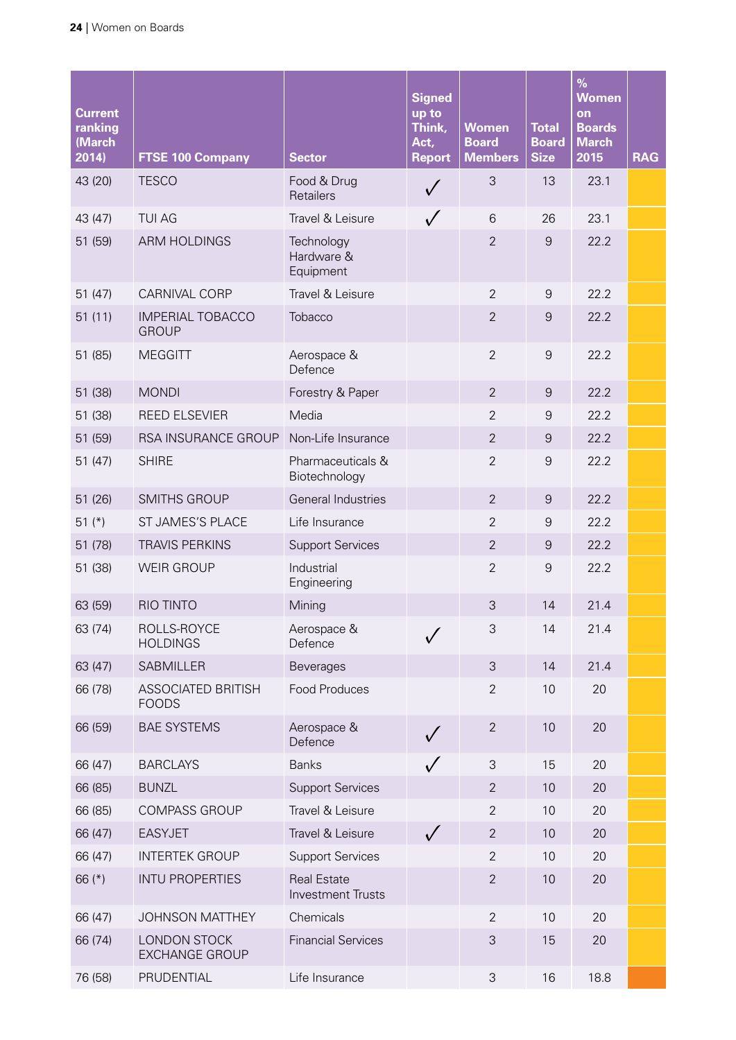| Current ranking (March 2014) | FTSE 100 Company | Sector | Signed up to Think, Act, Report | Women Board Members | Total Board Size | % Women on Boards March 2015 | RAG |
|---|---|---|---|---|---|---|---|
| 43 (20) | TESCO | Food & Drug Retailers | ✓ | 3 | 13 | 23.1 | |
| 43 (47) | TUI AG | Travel & Leisure | ✓ | 6 | 26 | 23.1 | |
| 51 (59) | ARM HOLDINGS | Technology Hardware & Equipment | | 2 | 9 | 22.2 | |
| 51 (47) | CARNIVAL CORP | Travel & Leisure | | 2 | 9 | 22.2 | |
| 51 (11) | IMPERIAL TOBACCO GROUP | Tobacco | | 2 | 9 | 22.2 | |
| 51 (85) | MEGGITT | Aerospace & Defence | | 2 | 9 | 22.2 | |
| 51 (38) | MONDI | Forestry & Paper | | 2 | 9 | 22.2 | |
| 51 (38) | REED ELSEVIER | Media | | 2 | 9 | 22.2 | |
| 51 (59) | RSA INSURANCE GROUP | Non-Life Insurance | | 2 | 9 | 22.2 | |
| 51 (47) | SHIRE | Pharmaceuticals & Biotechnology | | 2 | 9 | 22.2 | |
| 51 (26) | SMITHS GROUP | General Industries | | 2 | 9 | 22.2 | |
| 51 (*) | ST JAMES'S PLACE | Life Insurance | | 2 | 9 | 22.2 | |
| 51 (78) | TRAVIS PERKINS | Support Services | | 2 | 9 | 22.2 | |
| 51 (38) | WEIR GROUP | Industrial Engineering | | 2 | 9 | 22.2 | |
| 63 (59) | RIO TINTO | Mining | | 3 | 14 | 21.4 | |
| 63 (74) | ROLLS-ROYCE HOLDINGS | Aerospace & Defence | ✓ | 3 | 14 | 21.4 | |
| 63 (47) | SABMILLER | Beverages | | 3 | 14 | 21.4 | |
| 66 (78) | ASSOCIATED BRITISH FOODS | Food Produces | | 2 | 10 | 20 | |
| 66 (59) | BAE SYSTEMS | Aerospace & Defence | ✓ | 2 | 10 | 20 | |
| 66 (47) | BARCLAYS | Banks | ✓ | 3 | 15 | 20 | |
| 66 (85) | BUNZL | Support Services | | 2 | 10 | 20 | |
| 66 (85) | COMPASS GROUP | Travel & Leisure | | 2 | 10 | 20 | |
| 66 (47) | EASYJET | Travel & Leisure | ✓ | 2 | 10 | 20 | |
| 66 (47) | INTERTEK GROUP | Support Services | | 2 | 10 | 20 | |
| 66 (*) | INTU PROPERTIES | Real Estate Investment Trusts | | 2 | 10 | 20 | |
| 66 (47) | JOHNSON MATTHEY | Chemicals | | 2 | 10 | 20 | |
| 66 (74) | LONDON STOCK EXCHANGE GROUP | Financial Services | | 3 | 15 | 20 | |
| 76 (58) | PRUDENTIAL | Life Insurance | | 3 | 16 | 18.8 | |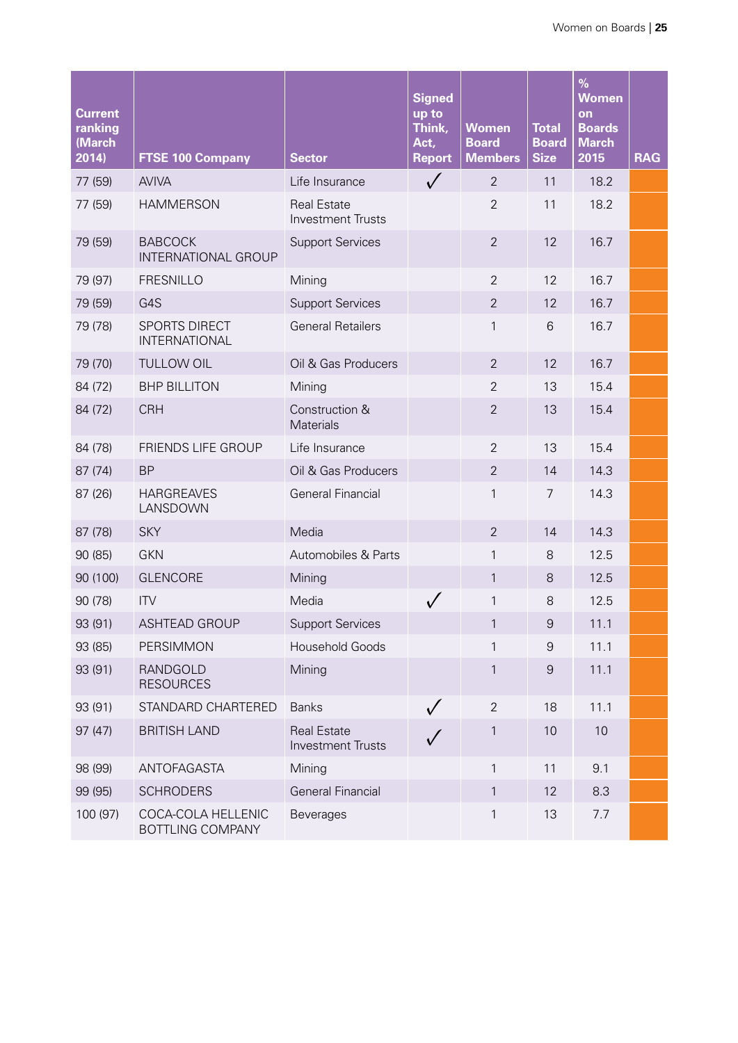| Current ranking (March 2014) | FTSE 100 Company | Sector | Signed up to Think, Act, Report | Women Board Members | Total Board Size | % Women on Boards March 2015 | RAG |
|---|---|---|---|---|---|---|---|
| 77 (59) | AVIVA | Life Insurance | ✓ | 2 | 11 | 18.2 | |
| 77 (59) | HAMMERSON | Real Estate Investment Trusts | | 2 | 11 | 18.2 | |
| 79 (59) | BABCOCK INTERNATIONAL GROUP | Support Services | | 2 | 12 | 16.7 | |
| 79 (97) | FRESNILLO | Mining | | 2 | 12 | 16.7 | |
| 79 (59) | G4S | Support Services | | 2 | 12 | 16.7 | |
| 79 (78) | SPORTS DIRECT INTERNATIONAL | General Retailers | | 1 | 6 | 16.7 | |
| 79 (70) | TULLOW OIL | Oil & Gas Producers | | 2 | 12 | 16.7 | |
| 84 (72) | BHP BILLITON | Mining | | 2 | 13 | 15.4 | |
| 84 (72) | CRH | Construction & Materials | | 2 | 13 | 15.4 | |
| 84 (78) | FRIENDS LIFE GROUP | Life Insurance | | 2 | 13 | 15.4 | |
| 87 (74) | BP | Oil & Gas Producers | | 2 | 14 | 14.3 | |
| 87 (26) | HARGREAVES LANSDOWN | General Financial | | 1 | 7 | 14.3 | |
| 87 (78) | SKY | Media | | 2 | 14 | 14.3 | |
| 90 (85) | GKN | Automobiles & Parts | | 1 | 8 | 12.5 | |
| 90 (100) | GLENCORE | Mining | | 1 | 8 | 12.5 | |
| 90 (78) | ITV | Media | ✓ | 1 | 8 | 12.5 | |
| 93 (91) | ASHTEAD GROUP | Support Services | | 1 | 9 | 11.1 | |
| 93 (85) | PERSIMMON | Household Goods | | 1 | 9 | 11.1 | |
| 93 (91) | RANDGOLD RESOURCES | Mining | | 1 | 9 | 11.1 | |
| 93 (91) | STANDARD CHARTERED | Banks | ✓ | 2 | 18 | 11.1 | |
| 97 (47) | BRITISH LAND | Real Estate Investment Trusts | ✓ | 1 | 10 | 10 | |
| 98 (99) | ANTOFAGASTA | Mining | | 1 | 11 | 9.1 | |
| 99 (95) | SCHRODERS | General Financial | | 1 | 12 | 8.3 | |
| 100 (97) | COCA-COLA HELLENIC BOTTLING COMPANY | Beverages | | 1 | 13 | 7.7 | |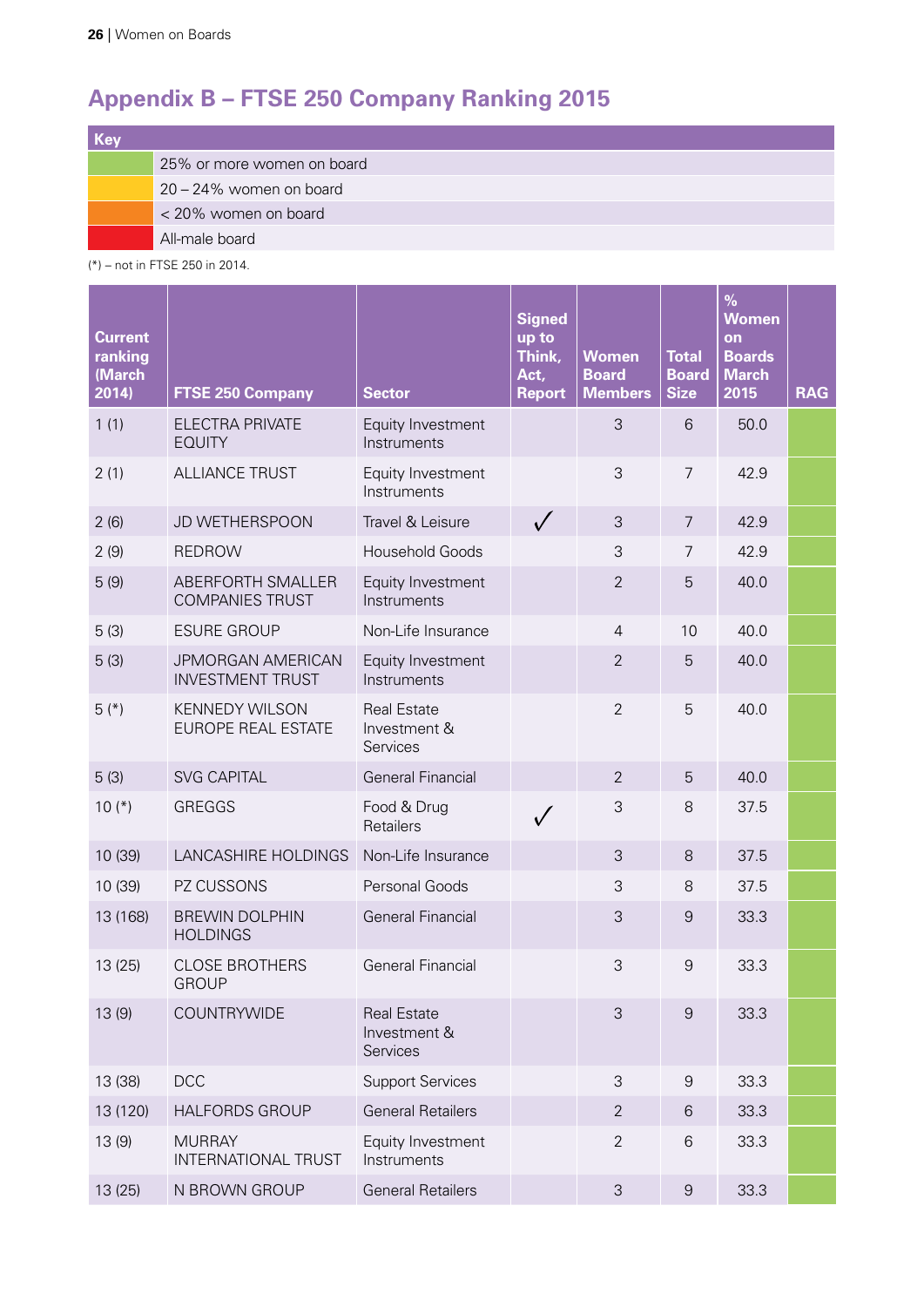# Appendix B – FTSE 250 Company Ranking 2015

| Key | |
|---|---|
| Green | 25% or more women on board |
| Yellow | 20 – 24% women on board |
| Orange | < 20% women on board |
| Red | All-male board |

(*) – not in FTSE 250 in 2014.

| Current ranking (March 2014) | FTSE 250 Company | Sector | Signed up to Think, Act, Report | Women Board Members | Total Board Size | % Women on Boards March 2015 | RAG |
|---|---|---|---|---|---|---|---|
| 1 (1) | ELECTRA PRIVATE EQUITY | Equity Investment Instruments | | 3 | 6 | 50.0 | Green |
| 2 (1) | ALLIANCE TRUST | Equity Investment Instruments | | 3 | 7 | 42.9 | Green |
| 2 (6) | JD WETHERSPOON | Travel & Leisure | ✓ | 3 | 7 | 42.9 | Green |
| 2 (9) | REDROW | Household Goods | | 3 | 7 | 42.9 | Green |
| 5 (9) | ABERFORTH SMALLER COMPANIES TRUST | Equity Investment Instruments | | 2 | 5 | 40.0 | Green |
| 5 (3) | ESURE GROUP | Non-Life Insurance | | 4 | 10 | 40.0 | Green |
| 5 (3) | JPMORGAN AMERICAN INVESTMENT TRUST | Equity Investment Instruments | | 2 | 5 | 40.0 | Green |
| 5 (*) | KENNEDY WILSON EUROPE REAL ESTATE | Real Estate Investment & Services | | 2 | 5 | 40.0 | Green |
| 5 (3) | SVG CAPITAL | General Financial | | 2 | 5 | 40.0 | Green |
| 10 (*) | GREGGS | Food & Drug Retailers | ✓ | 3 | 8 | 37.5 | Green |
| 10 (39) | LANCASHIRE HOLDINGS | Non-Life Insurance | | 3 | 8 | 37.5 | Green |
| 10 (39) | PZ CUSSONS | Personal Goods | | 3 | 8 | 37.5 | Green |
| 13 (168) | BREWIN DOLPHIN HOLDINGS | General Financial | | 3 | 9 | 33.3 | Green |
| 13 (25) | CLOSE BROTHERS GROUP | General Financial | | 3 | 9 | 33.3 | Green |
| 13 (9) | COUNTRYWIDE | Real Estate Investment & Services | | 3 | 9 | 33.3 | Green |
| 13 (38) | DCC | Support Services | | 3 | 9 | 33.3 | Green |
| 13 (120) | HALFORDS GROUP | General Retailers | | 2 | 6 | 33.3 | Green |
| 13 (9) | MURRAY INTERNATIONAL TRUST | Equity Investment Instruments | | 2 | 6 | 33.3 | Green |
| 13 (25) | N BROWN GROUP | General Retailers | | 3 | 9 | 33.3 | Green |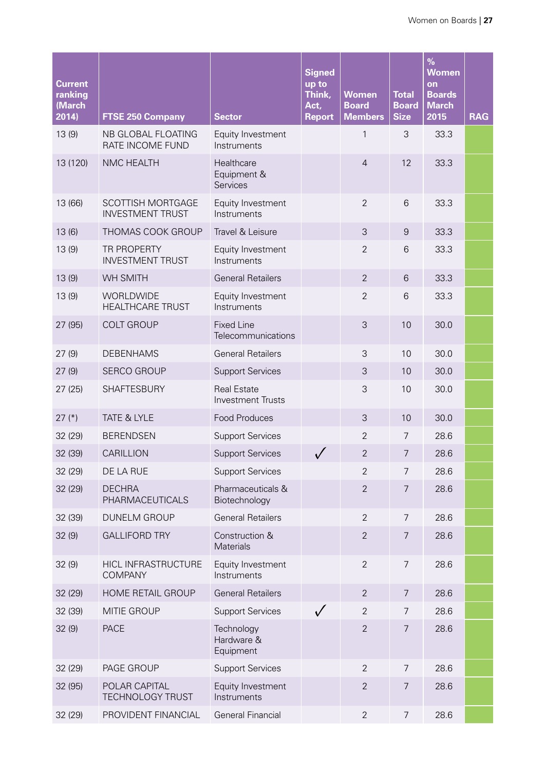| Current ranking (March 2014) | FTSE 250 Company | Sector | Signed up to Think, Act, Report | Women Board Members | Total Board Size | % Women on Boards March 2015 | RAG |
|---|---|---|---|---|---|---|---|
| 13 (9) | NB GLOBAL FLOATING RATE INCOME FUND | Equity Investment Instruments | | 1 | 3 | 33.3 | |
| 13 (120) | NMC HEALTH | Healthcare Equipment & Services | | 4 | 12 | 33.3 | |
| 13 (66) | SCOTTISH MORTGAGE INVESTMENT TRUST | Equity Investment Instruments | | 2 | 6 | 33.3 | |
| 13 (6) | THOMAS COOK GROUP | Travel & Leisure | | 3 | 9 | 33.3 | |
| 13 (9) | TR PROPERTY INVESTMENT TRUST | Equity Investment Instruments | | 2 | 6 | 33.3 | |
| 13 (9) | WH SMITH | General Retailers | | 2 | 6 | 33.3 | |
| 13 (9) | WORLDWIDE HEALTHCARE TRUST | Equity Investment Instruments | | 2 | 6 | 33.3 | |
| 27 (95) | COLT GROUP | Fixed Line Telecommunications | | 3 | 10 | 30.0 | |
| 27 (9) | DEBENHAMS | General Retailers | | 3 | 10 | 30.0 | |
| 27 (9) | SERCO GROUP | Support Services | | 3 | 10 | 30.0 | |
| 27 (25) | SHAFTESBURY | Real Estate Investment Trusts | | 3 | 10 | 30.0 | |
| 27 (*) | TATE & LYLE | Food Produces | | 3 | 10 | 30.0 | |
| 32 (29) | BERENDSEN | Support Services | | 2 | 7 | 28.6 | |
| 32 (39) | CARILLION | Support Services | ✓ | 2 | 7 | 28.6 | |
| 32 (29) | DE LA RUE | Support Services | | 2 | 7 | 28.6 | |
| 32 (29) | DECHRA PHARMACEUTICALS | Pharmaceuticals & Biotechnology | | 2 | 7 | 28.6 | |
| 32 (39) | DUNELM GROUP | General Retailers | | 2 | 7 | 28.6 | |
| 32 (9) | GALLIFORD TRY | Construction & Materials | | 2 | 7 | 28.6 | |
| 32 (9) | HICL INFRASTRUCTURE COMPANY | Equity Investment Instruments | | 2 | 7 | 28.6 | |
| 32 (29) | HOME RETAIL GROUP | General Retailers | | 2 | 7 | 28.6 | |
| 32 (39) | MITIE GROUP | Support Services | ✓ | 2 | 7 | 28.6 | |
| 32 (9) | PACE | Technology Hardware & Equipment | | 2 | 7 | 28.6 | |
| 32 (29) | PAGE GROUP | Support Services | | 2 | 7 | 28.6 | |
| 32 (95) | POLAR CAPITAL TECHNOLOGY TRUST | Equity Investment Instruments | | 2 | 7 | 28.6 | |
| 32 (29) | PROVIDENT FINANCIAL | General Financial | | 2 | 7 | 28.6 | |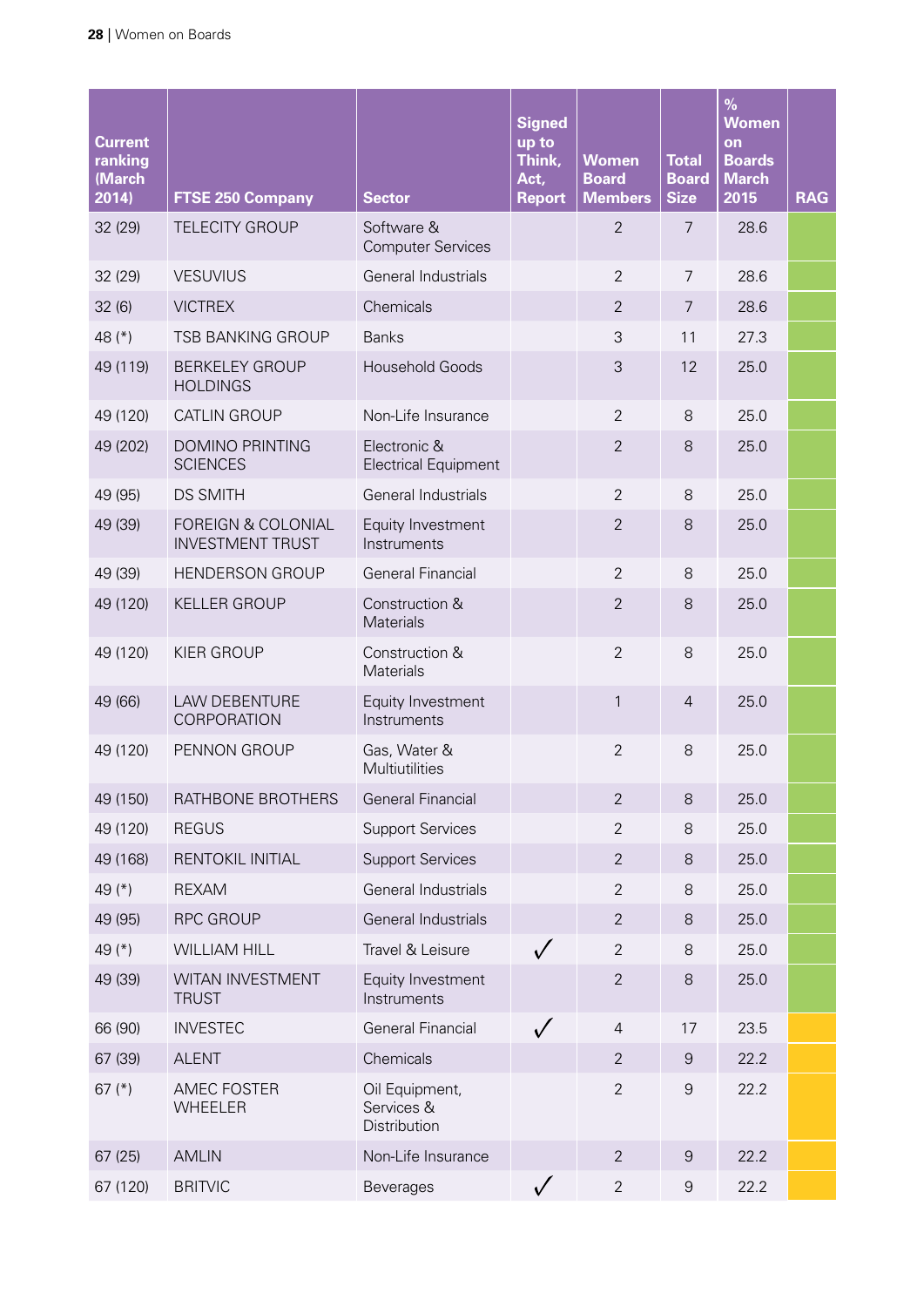| Current ranking (March 2014) | FTSE 250 Company | Sector | Signed up to Think, Act, Report | Women Board Members | Total Board Size | % Women on Boards March 2015 | RAG |
|---|---|---|---|---|---|---|---|
| 32 (29) | TELECITY GROUP | Software & Computer Services | | 2 | 7 | 28.6 | |
| 32 (29) | VESUVIUS | General Industrials | | 2 | 7 | 28.6 | |
| 32 (6) | VICTREX | Chemicals | | 2 | 7 | 28.6 | |
| 48 (*) | TSB BANKING GROUP | Banks | | 3 | 11 | 27.3 | |
| 49 (119) | BERKELEY GROUP HOLDINGS | Household Goods | | 3 | 12 | 25.0 | |
| 49 (120) | CATLIN GROUP | Non-Life Insurance | | 2 | 8 | 25.0 | |
| 49 (202) | DOMINO PRINTING SCIENCES | Electronic & Electrical Equipment | | 2 | 8 | 25.0 | |
| 49 (95) | DS SMITH | General Industrials | | 2 | 8 | 25.0 | |
| 49 (39) | FOREIGN & COLONIAL INVESTMENT TRUST | Equity Investment Instruments | | 2 | 8 | 25.0 | |
| 49 (39) | HENDERSON GROUP | General Financial | | 2 | 8 | 25.0 | |
| 49 (120) | KELLER GROUP | Construction & Materials | | 2 | 8 | 25.0 | |
| 49 (120) | KIER GROUP | Construction & Materials | | 2 | 8 | 25.0 | |
| 49 (66) | LAW DEBENTURE CORPORATION | Equity Investment Instruments | | 1 | 4 | 25.0 | |
| 49 (120) | PENNON GROUP | Gas, Water & Multiutilities | | 2 | 8 | 25.0 | |
| 49 (150) | RATHBONE BROTHERS | General Financial | | 2 | 8 | 25.0 | |
| 49 (120) | REGUS | Support Services | | 2 | 8 | 25.0 | |
| 49 (168) | RENTOKIL INITIAL | Support Services | | 2 | 8 | 25.0 | |
| 49 (*) | REXAM | General Industrials | | 2 | 8 | 25.0 | |
| 49 (95) | RPC GROUP | General Industrials | | 2 | 8 | 25.0 | |
| 49 (*) | WILLIAM HILL | Travel & Leisure | ✓ | 2 | 8 | 25.0 | |
| 49 (39) | WITAN INVESTMENT TRUST | Equity Investment Instruments | | 2 | 8 | 25.0 | |
| 66 (90) | INVESTEC | General Financial | ✓ | 4 | 17 | 23.5 | |
| 67 (39) | ALENT | Chemicals | | 2 | 9 | 22.2 | |
| 67 (*) | AMEC FOSTER WHEELER | Oil Equipment, Services & Distribution | | 2 | 9 | 22.2 | |
| 67 (25) | AMLIN | Non-Life Insurance | | 2 | 9 | 22.2 | |
| 67 (120) | BRITVIC | Beverages | ✓ | 2 | 9 | 22.2 | |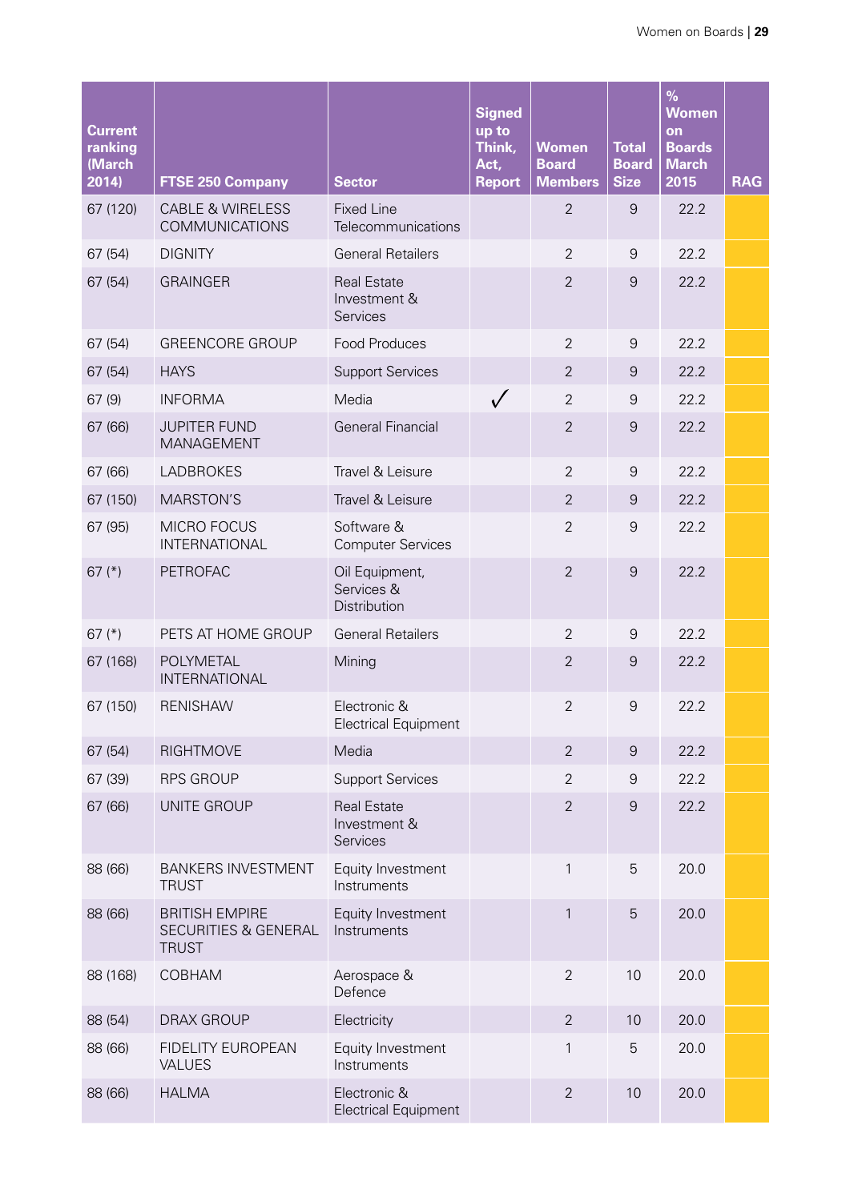| Current ranking (March 2014) | FTSE 250 Company | Sector | Signed up to Think, Act, Report | Women Board Members | Total Board Size | % Women on Boards March 2015 | RAG |
|---|---|---|---|---|---|---|---|
| 67 (120) | CABLE & WIRELESS COMMUNICATIONS | Fixed Line Telecommunications | | 2 | 9 | 22.2 | |
| 67 (54) | DIGNITY | General Retailers | | 2 | 9 | 22.2 | |
| 67 (54) | GRAINGER | Real Estate Investment & Services | | 2 | 9 | 22.2 | |
| 67 (54) | GREENCORE GROUP | Food Produces | | 2 | 9 | 22.2 | |
| 67 (54) | HAYS | Support Services | | 2 | 9 | 22.2 | |
| 67 (9) | INFORMA | Media | ✓ | 2 | 9 | 22.2 | |
| 67 (66) | JUPITER FUND MANAGEMENT | General Financial | | 2 | 9 | 22.2 | |
| 67 (66) | LADBROKES | Travel & Leisure | | 2 | 9 | 22.2 | |
| 67 (150) | MARSTON'S | Travel & Leisure | | 2 | 9 | 22.2 | |
| 67 (95) | MICRO FOCUS INTERNATIONAL | Software & Computer Services | | 2 | 9 | 22.2 | |
| 67 (*) | PETROFAC | Oil Equipment, Services & Distribution | | 2 | 9 | 22.2 | |
| 67 (*) | PETS AT HOME GROUP | General Retailers | | 2 | 9 | 22.2 | |
| 67 (168) | POLYMETAL INTERNATIONAL | Mining | | 2 | 9 | 22.2 | |
| 67 (150) | RENISHAW | Electronic & Electrical Equipment | | 2 | 9 | 22.2 | |
| 67 (54) | RIGHTMOVE | Media | | 2 | 9 | 22.2 | |
| 67 (39) | RPS GROUP | Support Services | | 2 | 9 | 22.2 | |
| 67 (66) | UNITE GROUP | Real Estate Investment & Services | | 2 | 9 | 22.2 | |
| 88 (66) | BANKERS INVESTMENT TRUST | Equity Investment Instruments | | 1 | 5 | 20.0 | |
| 88 (66) | BRITISH EMPIRE SECURITIES & GENERAL TRUST | Equity Investment Instruments | | 1 | 5 | 20.0 | |
| 88 (168) | COBHAM | Aerospace & Defence | | 2 | 10 | 20.0 | |
| 88 (54) | DRAX GROUP | Electricity | | 2 | 10 | 20.0 | |
| 88 (66) | FIDELITY EUROPEAN VALUES | Equity Investment Instruments | | 1 | 5 | 20.0 | |
| 88 (66) | HALMA | Electronic & Electrical Equipment | | 2 | 10 | 20.0 | |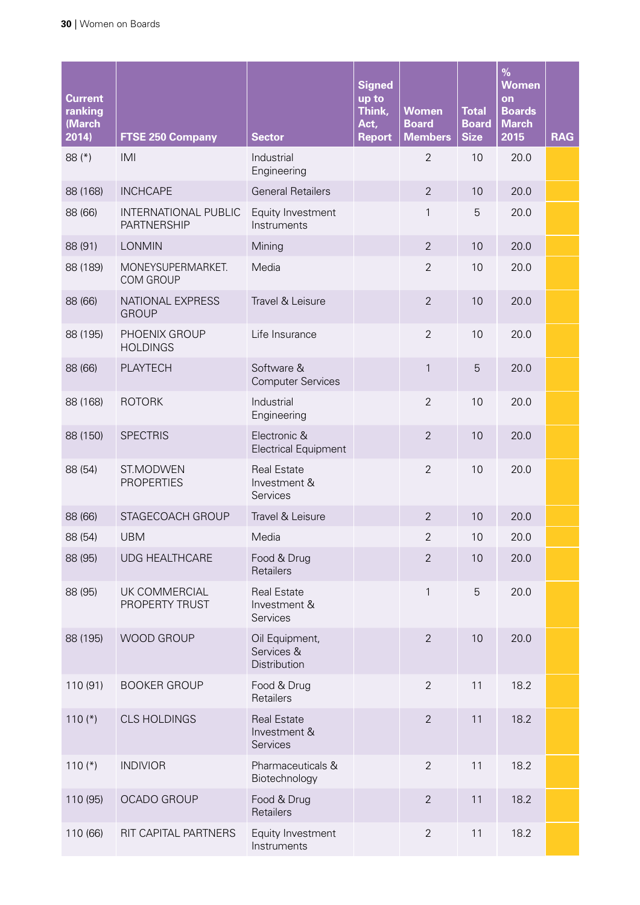| Current ranking (March 2014) | FTSE 250 Company | Sector | Signed up to Think, Act, Report | Women Board Members | Total Board Size | % Women on Boards March 2015 | RAG |
|---|---|---|---|---|---|---|---|
| 88 (*) | IMI | Industrial Engineering | | 2 | 10 | 20.0 | |
| 88 (168) | INCHCAPE | General Retailers | | 2 | 10 | 20.0 | |
| 88 (66) | INTERNATIONAL PUBLIC PARTNERSHIP | Equity Investment Instruments | | 1 | 5 | 20.0 | |
| 88 (91) | LONMIN | Mining | | 2 | 10 | 20.0 | |
| 88 (189) | MONEYSUPERMARKET.COM GROUP | Media | | 2 | 10 | 20.0 | |
| 88 (66) | NATIONAL EXPRESS GROUP | Travel & Leisure | | 2 | 10 | 20.0 | |
| 88 (195) | PHOENIX GROUP HOLDINGS | Life Insurance | | 2 | 10 | 20.0 | |
| 88 (66) | PLAYTECH | Software & Computer Services | | 1 | 5 | 20.0 | |
| 88 (168) | ROTORK | Industrial Engineering | | 2 | 10 | 20.0 | |
| 88 (150) | SPECTRIS | Electronic & Electrical Equipment | | 2 | 10 | 20.0 | |
| 88 (54) | ST.MODWEN PROPERTIES | Real Estate Investment & Services | | 2 | 10 | 20.0 | |
| 88 (66) | STAGECOACH GROUP | Travel & Leisure | | 2 | 10 | 20.0 | |
| 88 (54) | UBM | Media | | 2 | 10 | 20.0 | |
| 88 (95) | UDG HEALTHCARE | Food & Drug Retailers | | 2 | 10 | 20.0 | |
| 88 (95) | UK COMMERCIAL PROPERTY TRUST | Real Estate Investment & Services | | 1 | 5 | 20.0 | |
| 88 (195) | WOOD GROUP | Oil Equipment, Services & Distribution | | 2 | 10 | 20.0 | |
| 110 (91) | BOOKER GROUP | Food & Drug Retailers | | 2 | 11 | 18.2 | |
| 110 (*) | CLS HOLDINGS | Real Estate Investment & Services | | 2 | 11 | 18.2 | |
| 110 (*) | INDIVIOR | Pharmaceuticals & Biotechnology | | 2 | 11 | 18.2 | |
| 110 (95) | OCADO GROUP | Food & Drug Retailers | | 2 | 11 | 18.2 | |
| 110 (66) | RIT CAPITAL PARTNERS | Equity Investment Instruments | | 2 | 11 | 18.2 | |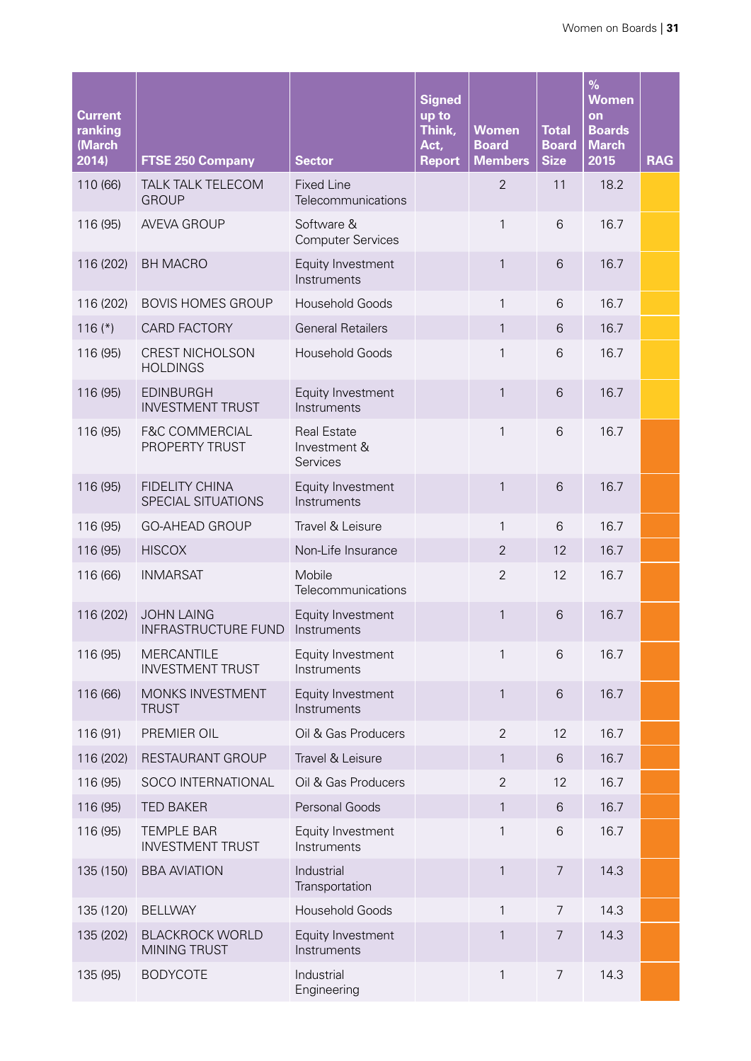| Current ranking (March 2014) | FTSE 250 Company | Sector | Signed up to Think, Act, Report | Women Board Members | Total Board Size | % Women on Boards March 2015 | RAG |
|---|---|---|---|---|---|---|---|
| 110 (66) | TALK TALK TELECOM GROUP | Fixed Line Telecommunications | | 2 | 11 | 18.2 | |
| 116 (95) | AVEVA GROUP | Software & Computer Services | | 1 | 6 | 16.7 | |
| 116 (202) | BH MACRO | Equity Investment Instruments | | 1 | 6 | 16.7 | |
| 116 (202) | BOVIS HOMES GROUP | Household Goods | | 1 | 6 | 16.7 | |
| 116 (*) | CARD FACTORY | General Retailers | | 1 | 6 | 16.7 | |
| 116 (95) | CREST NICHOLSON HOLDINGS | Household Goods | | 1 | 6 | 16.7 | |
| 116 (95) | EDINBURGH INVESTMENT TRUST | Equity Investment Instruments | | 1 | 6 | 16.7 | |
| 116 (95) | F&C COMMERCIAL PROPERTY TRUST | Real Estate Investment & Services | | 1 | 6 | 16.7 | |
| 116 (95) | FIDELITY CHINA SPECIAL SITUATIONS | Equity Investment Instruments | | 1 | 6 | 16.7 | |
| 116 (95) | GO-AHEAD GROUP | Travel & Leisure | | 1 | 6 | 16.7 | |
| 116 (95) | HISCOX | Non-Life Insurance | | 2 | 12 | 16.7 | |
| 116 (66) | INMARSAT | Mobile Telecommunications | | 2 | 12 | 16.7 | |
| 116 (202) | JOHN LAING INFRASTRUCTURE FUND | Equity Investment Instruments | | 1 | 6 | 16.7 | |
| 116 (95) | MERCANTILE INVESTMENT TRUST | Equity Investment Instruments | | 1 | 6 | 16.7 | |
| 116 (66) | MONKS INVESTMENT TRUST | Equity Investment Instruments | | 1 | 6 | 16.7 | |
| 116 (91) | PREMIER OIL | Oil & Gas Producers | | 2 | 12 | 16.7 | |
| 116 (202) | RESTAURANT GROUP | Travel & Leisure | | 1 | 6 | 16.7 | |
| 116 (95) | SOCO INTERNATIONAL | Oil & Gas Producers | | 2 | 12 | 16.7 | |
| 116 (95) | TED BAKER | Personal Goods | | 1 | 6 | 16.7 | |
| 116 (95) | TEMPLE BAR INVESTMENT TRUST | Equity Investment Instruments | | 1 | 6 | 16.7 | |
| 135 (150) | BBA AVIATION | Industrial Transportation | | 1 | 7 | 14.3 | |
| 135 (120) | BELLWAY | Household Goods | | 1 | 7 | 14.3 | |
| 135 (202) | BLACKROCK WORLD MINING TRUST | Equity Investment Instruments | | 1 | 7 | 14.3 | |
| 135 (95) | BODYCOTE | Industrial Engineering | | 1 | 7 | 14.3 | |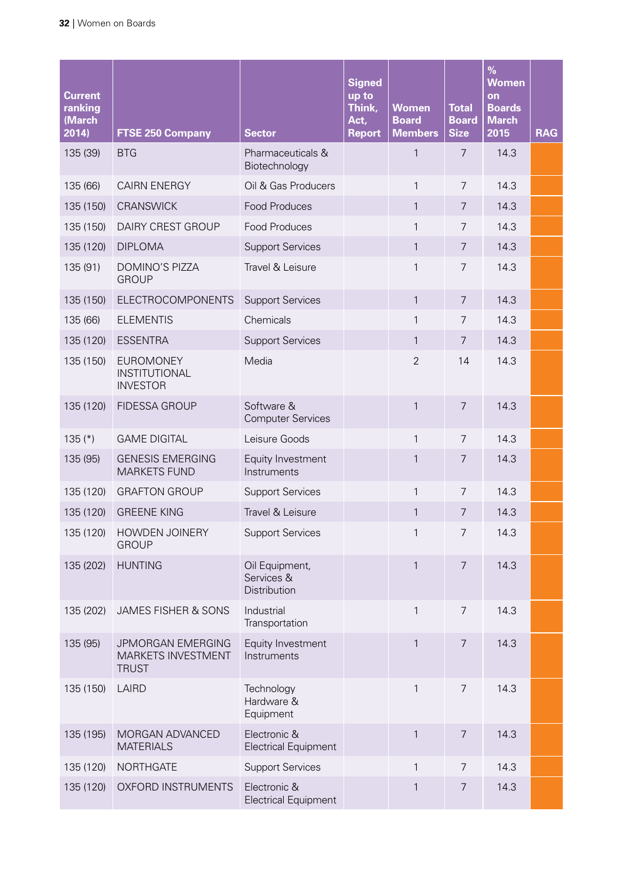| Current ranking (March 2014) | FTSE 250 Company | Sector | Signed up to Think, Act, Report | Women Board Members | Total Board Size | % Women on Boards March 2015 | RAG |
|---|---|---|---|---|---|---|---|
| 135 (39) | BTG | Pharmaceuticals & Biotechnology | | 1 | 7 | 14.3 | |
| 135 (66) | CAIRN ENERGY | Oil & Gas Producers | | 1 | 7 | 14.3 | |
| 135 (150) | CRANSWICK | Food Produces | | 1 | 7 | 14.3 | |
| 135 (150) | DAIRY CREST GROUP | Food Produces | | 1 | 7 | 14.3 | |
| 135 (120) | DIPLOMA | Support Services | | 1 | 7 | 14.3 | |
| 135 (91) | DOMINO'S PIZZA GROUP | Travel & Leisure | | 1 | 7 | 14.3 | |
| 135 (150) | ELECTROCOMPONENTS | Support Services | | 1 | 7 | 14.3 | |
| 135 (66) | ELEMENTIS | Chemicals | | 1 | 7 | 14.3 | |
| 135 (120) | ESSENTRA | Support Services | | 1 | 7 | 14.3 | |
| 135 (150) | EUROMONEY INSTITUTIONAL INVESTOR | Media | | 2 | 14 | 14.3 | |
| 135 (120) | FIDESSA GROUP | Software & Computer Services | | 1 | 7 | 14.3 | |
| 135 (*) | GAME DIGITAL | Leisure Goods | | 1 | 7 | 14.3 | |
| 135 (95) | GENESIS EMERGING MARKETS FUND | Equity Investment Instruments | | 1 | 7 | 14.3 | |
| 135 (120) | GRAFTON GROUP | Support Services | | 1 | 7 | 14.3 | |
| 135 (120) | GREENE KING | Travel & Leisure | | 1 | 7 | 14.3 | |
| 135 (120) | HOWDEN JOINERY GROUP | Support Services | | 1 | 7 | 14.3 | |
| 135 (202) | HUNTING | Oil Equipment, Services & Distribution | | 1 | 7 | 14.3 | |
| 135 (202) | JAMES FISHER & SONS | Industrial Transportation | | 1 | 7 | 14.3 | |
| 135 (95) | JPMORGAN EMERGING MARKETS INVESTMENT TRUST | Equity Investment Instruments | | 1 | 7 | 14.3 | |
| 135 (150) | LAIRD | Technology Hardware & Equipment | | 1 | 7 | 14.3 | |
| 135 (195) | MORGAN ADVANCED MATERIALS | Electronic & Electrical Equipment | | 1 | 7 | 14.3 | |
| 135 (120) | NORTHGATE | Support Services | | 1 | 7 | 14.3 | |
| 135 (120) | OXFORD INSTRUMENTS | Electronic & Electrical Equipment | | 1 | 7 | 14.3 | |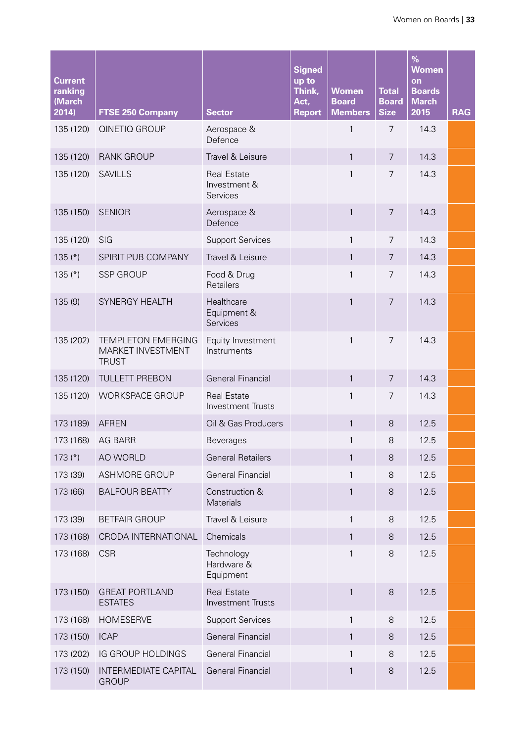| Current ranking (March 2014) | FTSE 250 Company | Sector | Signed up to Think, Act, Report | Women Board Members | Total Board Size | % Women on Boards March 2015 | RAG |
|---|---|---|---|---|---|---|---|
| 135 (120) | QINETIQ GROUP | Aerospace & Defence | | 1 | 7 | 14.3 | |
| 135 (120) | RANK GROUP | Travel & Leisure | | 1 | 7 | 14.3 | |
| 135 (120) | SAVILLS | Real Estate Investment & Services | | 1 | 7 | 14.3 | |
| 135 (150) | SENIOR | Aerospace & Defence | | 1 | 7 | 14.3 | |
| 135 (120) | SIG | Support Services | | 1 | 7 | 14.3 | |
| 135 (*) | SPIRIT PUB COMPANY | Travel & Leisure | | 1 | 7 | 14.3 | |
| 135 (*) | SSP GROUP | Food & Drug Retailers | | 1 | 7 | 14.3 | |
| 135 (9) | SYNERGY HEALTH | Healthcare Equipment & Services | | 1 | 7 | 14.3 | |
| 135 (202) | TEMPLETON EMERGING MARKET INVESTMENT TRUST | Equity Investment Instruments | | 1 | 7 | 14.3 | |
| 135 (120) | TULLETT PREBON | General Financial | | 1 | 7 | 14.3 | |
| 135 (120) | WORKSPACE GROUP | Real Estate Investment Trusts | | 1 | 7 | 14.3 | |
| 173 (189) | AFREN | Oil & Gas Producers | | 1 | 8 | 12.5 | |
| 173 (168) | AG BARR | Beverages | | 1 | 8 | 12.5 | |
| 173 (*) | AO WORLD | General Retailers | | 1 | 8 | 12.5 | |
| 173 (39) | ASHMORE GROUP | General Financial | | 1 | 8 | 12.5 | |
| 173 (66) | BALFOUR BEATTY | Construction & Materials | | 1 | 8 | 12.5 | |
| 173 (39) | BETFAIR GROUP | Travel & Leisure | | 1 | 8 | 12.5 | |
| 173 (168) | CRODA INTERNATIONAL | Chemicals | | 1 | 8 | 12.5 | |
| 173 (168) | CSR | Technology Hardware & Equipment | | 1 | 8 | 12.5 | |
| 173 (150) | GREAT PORTLAND ESTATES | Real Estate Investment Trusts | | 1 | 8 | 12.5 | |
| 173 (168) | HOMESERVE | Support Services | | 1 | 8 | 12.5 | |
| 173 (150) | ICAP | General Financial | | 1 | 8 | 12.5 | |
| 173 (202) | IG GROUP HOLDINGS | General Financial | | 1 | 8 | 12.5 | |
| 173 (150) | INTERMEDIATE CAPITAL GROUP | General Financial | | 1 | 8 | 12.5 | |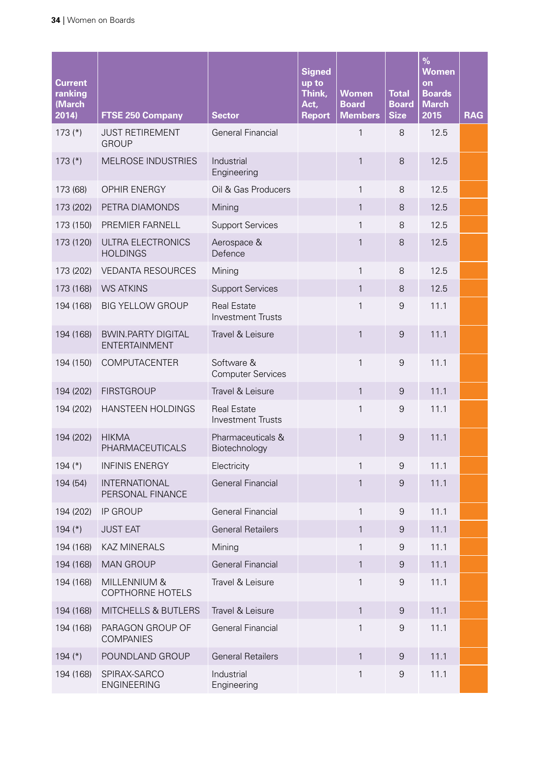| Current ranking (March 2014) | FTSE 250 Company | Sector | Signed up to Think, Act, Report | Women Board Members | Total Board Size | % Women on Boards March 2015 | RAG |
|---|---|---|---|---|---|---|---|
| 173 (*) | JUST RETIREMENT GROUP | General Financial | | 1 | 8 | 12.5 | |
| 173 (*) | MELROSE INDUSTRIES | Industrial Engineering | | 1 | 8 | 12.5 | |
| 173 (68) | OPHIR ENERGY | Oil & Gas Producers | | 1 | 8 | 12.5 | |
| 173 (202) | PETRA DIAMONDS | Mining | | 1 | 8 | 12.5 | |
| 173 (150) | PREMIER FARNELL | Support Services | | 1 | 8 | 12.5 | |
| 173 (120) | ULTRA ELECTRONICS HOLDINGS | Aerospace & Defence | | 1 | 8 | 12.5 | |
| 173 (202) | VEDANTA RESOURCES | Mining | | 1 | 8 | 12.5 | |
| 173 (168) | WS ATKINS | Support Services | | 1 | 8 | 12.5 | |
| 194 (168) | BIG YELLOW GROUP | Real Estate Investment Trusts | | 1 | 9 | 11.1 | |
| 194 (168) | BWIN.PARTY DIGITAL ENTERTAINMENT | Travel & Leisure | | 1 | 9 | 11.1 | |
| 194 (150) | COMPUTACENTER | Software & Computer Services | | 1 | 9 | 11.1 | |
| 194 (202) | FIRSTGROUP | Travel & Leisure | | 1 | 9 | 11.1 | |
| 194 (202) | HANSTEEN HOLDINGS | Real Estate Investment Trusts | | 1 | 9 | 11.1 | |
| 194 (202) | HIKMA PHARMACEUTICALS | Pharmaceuticals & Biotechnology | | 1 | 9 | 11.1 | |
| 194 (*) | INFINIS ENERGY | Electricity | | 1 | 9 | 11.1 | |
| 194 (54) | INTERNATIONAL PERSONAL FINANCE | General Financial | | 1 | 9 | 11.1 | |
| 194 (202) | IP GROUP | General Financial | | 1 | 9 | 11.1 | |
| 194 (*) | JUST EAT | General Retailers | | 1 | 9 | 11.1 | |
| 194 (168) | KAZ MINERALS | Mining | | 1 | 9 | 11.1 | |
| 194 (168) | MAN GROUP | General Financial | | 1 | 9 | 11.1 | |
| 194 (168) | MILLENNIUM & COPTHORNE HOTELS | Travel & Leisure | | 1 | 9 | 11.1 | |
| 194 (168) | MITCHELLS & BUTLERS | Travel & Leisure | | 1 | 9 | 11.1 | |
| 194 (168) | PARAGON GROUP OF COMPANIES | General Financial | | 1 | 9 | 11.1 | |
| 194 (*) | POUNDLAND GROUP | General Retailers | | 1 | 9 | 11.1 | |
| 194 (168) | SPIRAX-SARCO ENGINEERING | Industrial Engineering | | 1 | 9 | 11.1 | |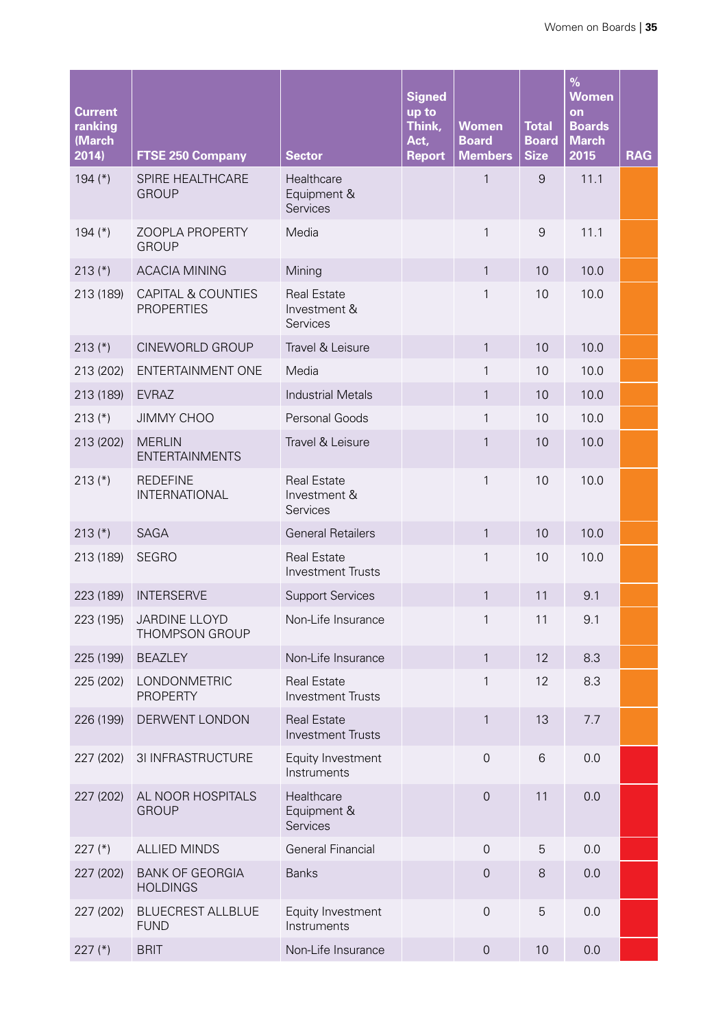| Current ranking (March 2014) | FTSE 250 Company | Sector | Signed up to Think, Act, Report | Women Board Members | Total Board Size | % Women on Boards March 2015 | RAG |
|---|---|---|---|---|---|---|---|
| 194 (*) | SPIRE HEALTHCARE GROUP | Healthcare Equipment & Services | | 1 | 9 | 11.1 | |
| 194 (*) | ZOOPLA PROPERTY GROUP | Media | | 1 | 9 | 11.1 | |
| 213 (*) | ACACIA MINING | Mining | | 1 | 10 | 10.0 | |
| 213 (189) | CAPITAL & COUNTIES PROPERTIES | Real Estate Investment & Services | | 1 | 10 | 10.0 | |
| 213 (*) | CINEWORLD GROUP | Travel & Leisure | | 1 | 10 | 10.0 | |
| 213 (202) | ENTERTAINMENT ONE | Media | | 1 | 10 | 10.0 | |
| 213 (189) | EVRAZ | Industrial Metals | | 1 | 10 | 10.0 | |
| 213 (*) | JIMMY CHOO | Personal Goods | | 1 | 10 | 10.0 | |
| 213 (202) | MERLIN ENTERTAINMENTS | Travel & Leisure | | 1 | 10 | 10.0 | |
| 213 (*) | REDEFINE INTERNATIONAL | Real Estate Investment & Services | | 1 | 10 | 10.0 | |
| 213 (*) | SAGA | General Retailers | | 1 | 10 | 10.0 | |
| 213 (189) | SEGRO | Real Estate Investment Trusts | | 1 | 10 | 10.0 | |
| 223 (189) | INTERSERVE | Support Services | | 1 | 11 | 9.1 | |
| 223 (195) | JARDINE LLOYD THOMPSON GROUP | Non-Life Insurance | | 1 | 11 | 9.1 | |
| 225 (199) | BEAZLEY | Non-Life Insurance | | 1 | 12 | 8.3 | |
| 225 (202) | LONDONMETRIC PROPERTY | Real Estate Investment Trusts | | 1 | 12 | 8.3 | |
| 226 (199) | DERWENT LONDON | Real Estate Investment Trusts | | 1 | 13 | 7.7 | |
| 227 (202) | 3I INFRASTRUCTURE | Equity Investment Instruments | | 0 | 6 | 0.0 | |
| 227 (202) | AL NOOR HOSPITALS GROUP | Healthcare Equipment & Services | | 0 | 11 | 0.0 | |
| 227 (*) | ALLIED MINDS | General Financial | | 0 | 5 | 0.0 | |
| 227 (202) | BANK OF GEORGIA HOLDINGS | Banks | | 0 | 8 | 0.0 | |
| 227 (202) | BLUECREST ALLBLUE FUND | Equity Investment Instruments | | 0 | 5 | 0.0 | |
| 227 (*) | BRIT | Non-Life Insurance | | 0 | 10 | 0.0 | |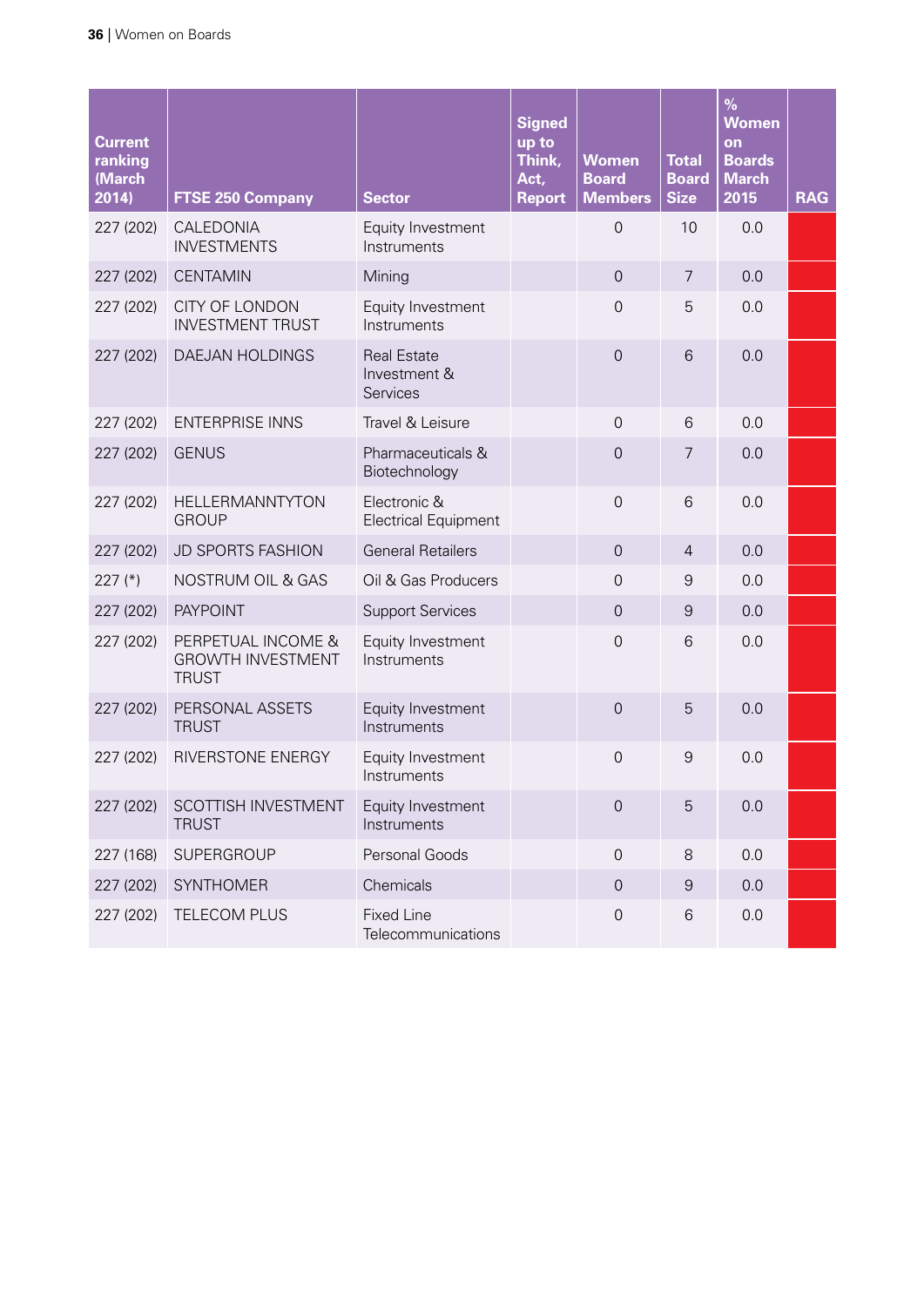| Current ranking (March 2014) | FTSE 250 Company | Sector | Signed up to Think, Act, Report | Women Board Members | Total Board Size | % Women on Boards March 2015 | RAG |
|---|---|---|---|---|---|---|---|
| 227 (202) | CALEDONIA INVESTMENTS | Equity Investment Instruments | | 0 | 10 | 0.0 | |
| 227 (202) | CENTAMIN | Mining | | 0 | 7 | 0.0 | |
| 227 (202) | CITY OF LONDON INVESTMENT TRUST | Equity Investment Instruments | | 0 | 5 | 0.0 | |
| 227 (202) | DAEJAN HOLDINGS | Real Estate Investment & Services | | 0 | 6 | 0.0 | |
| 227 (202) | ENTERPRISE INNS | Travel & Leisure | | 0 | 6 | 0.0 | |
| 227 (202) | GENUS | Pharmaceuticals & Biotechnology | | 0 | 7 | 0.0 | |
| 227 (202) | HELLERMANNTYTON GROUP | Electronic & Electrical Equipment | | 0 | 6 | 0.0 | |
| 227 (202) | JD SPORTS FASHION | General Retailers | | 0 | 4 | 0.0 | |
| 227 (*) | NOSTRUM OIL & GAS | Oil & Gas Producers | | 0 | 9 | 0.0 | |
| 227 (202) | PAYPOINT | Support Services | | 0 | 9 | 0.0 | |
| 227 (202) | PERPETUAL INCOME & GROWTH INVESTMENT TRUST | Equity Investment Instruments | | 0 | 6 | 0.0 | |
| 227 (202) | PERSONAL ASSETS TRUST | Equity Investment Instruments | | 0 | 5 | 0.0 | |
| 227 (202) | RIVERSTONE ENERGY | Equity Investment Instruments | | 0 | 9 | 0.0 | |
| 227 (202) | SCOTTISH INVESTMENT TRUST | Equity Investment Instruments | | 0 | 5 | 0.0 | |
| 227 (168) | SUPERGROUP | Personal Goods | | 0 | 8 | 0.0 | |
| 227 (202) | SYNTHOMER | Chemicals | | 0 | 9 | 0.0 | |
| 227 (202) | TELECOM PLUS | Fixed Line Telecommunications | | 0 | 6 | 0.0 | |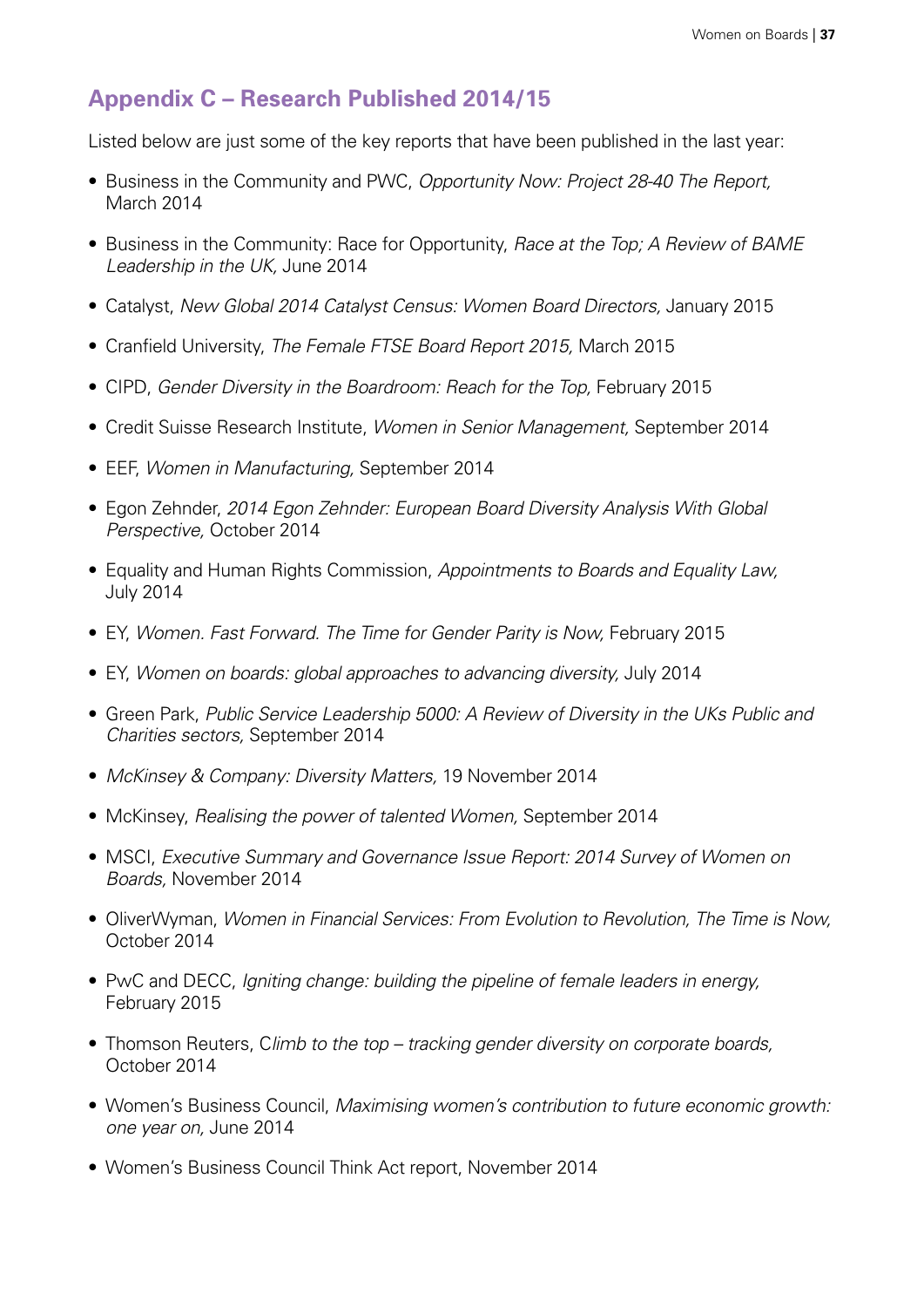## Appendix C – Research Published 2014/15

Listed below are just some of the key reports that have been published in the last year:

- Business in the Community and PWC, *Opportunity Now: Project 28-40 The Report,* March 2014
- Business in the Community: Race for Opportunity, *Race at the Top; A Review of BAME Leadership in the UK,* June 2014
- Catalyst, *New Global 2014 Catalyst Census: Women Board Directors,* January 2015
- Cranfield University, *The Female FTSE Board Report 2015,* March 2015
- CIPD, *Gender Diversity in the Boardroom: Reach for the Top,* February 2015
- Credit Suisse Research Institute, *Women in Senior Management,* September 2014
- EEF, *Women in Manufacturing,* September 2014
- Egon Zehnder, *2014 Egon Zehnder: European Board Diversity Analysis With Global Perspective,* October 2014
- Equality and Human Rights Commission, *Appointments to Boards and Equality Law,* July 2014
- EY, *Women. Fast Forward. The Time for Gender Parity is Now,* February 2015
- EY, *Women on boards: global approaches to advancing diversity,* July 2014
- Green Park, *Public Service Leadership 5000: A Review of Diversity in the UKs Public and Charities sectors,* September 2014
- *McKinsey & Company: Diversity Matters,* 19 November 2014
- McKinsey, *Realising the power of talented Women,* September 2014
- MSCI, *Executive Summary and Governance Issue Report: 2014 Survey of Women on Boards,* November 2014
- OliverWyman, *Women in Financial Services: From Evolution to Revolution, The Time is Now,* October 2014
- PwC and DECC, *Igniting change: building the pipeline of female leaders in energy,* February 2015
- Thomson Reuters, C*limb to the top – tracking gender diversity on corporate boards,* October 2014
- Women's Business Council, *Maximising women's contribution to future economic growth: one year on,* June 2014
- Women's Business Council Think Act report, November 2014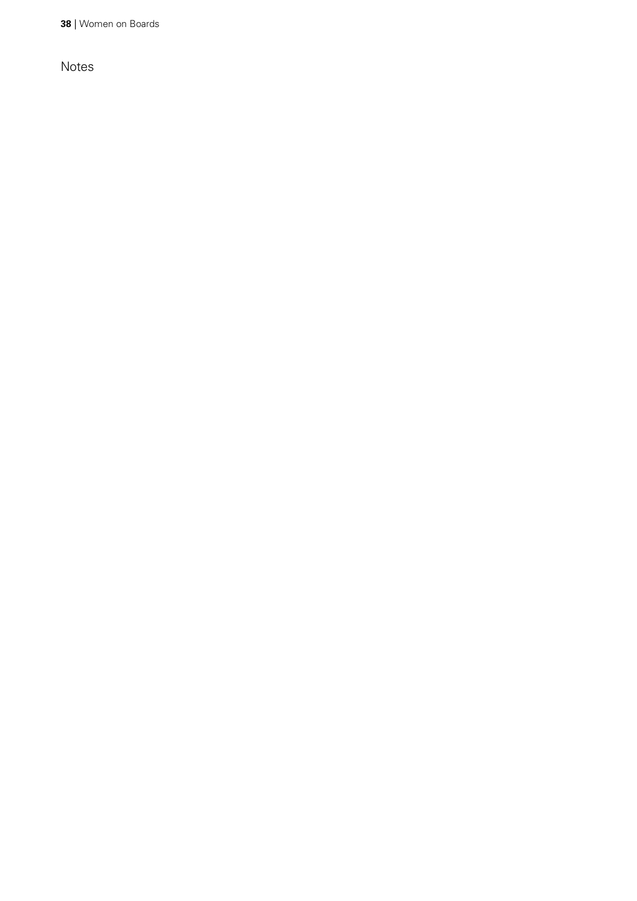Notes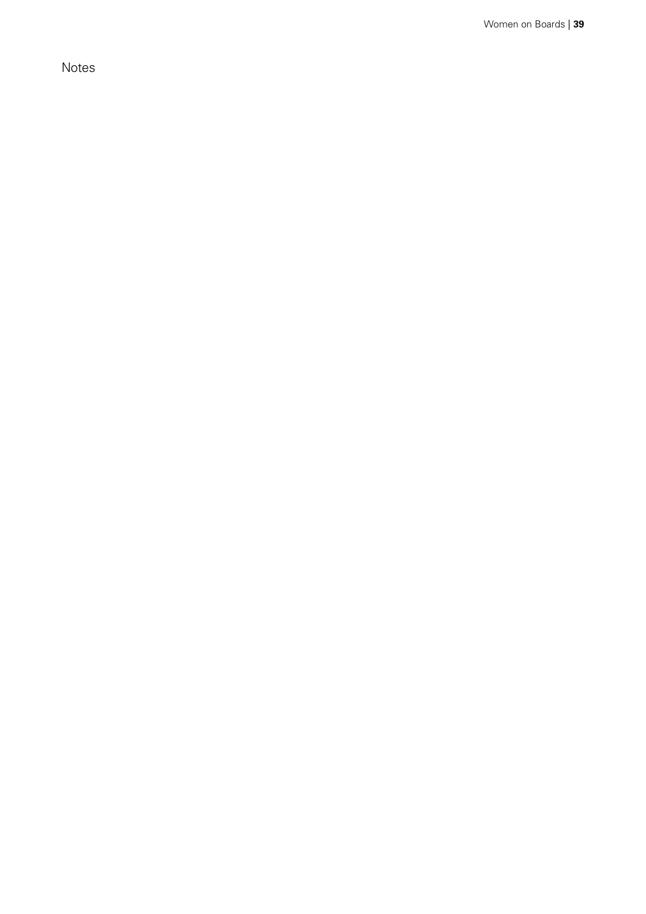Notes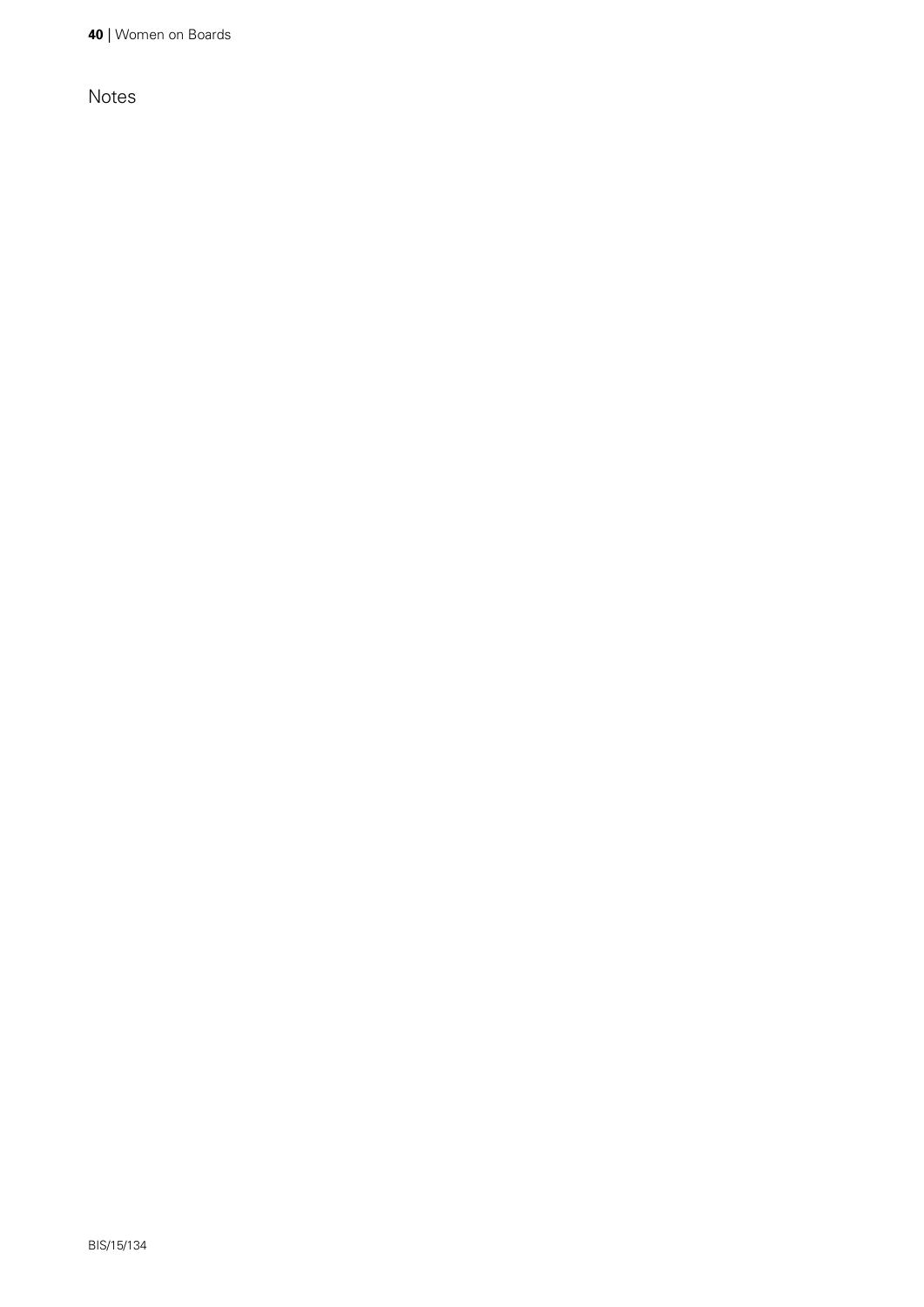Notes